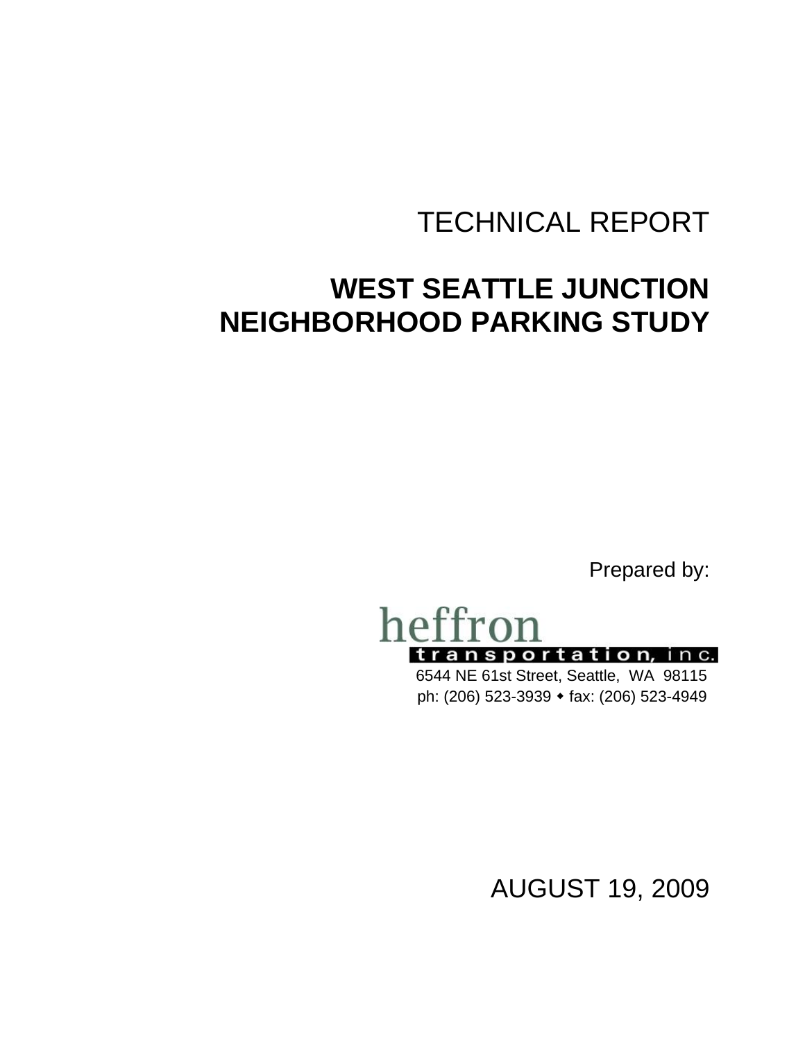TECHNICAL REPORT

# WEST SEATTLE JUNCTION NEIGHBORHOOD PARKING STUDY

Prepared by:

heffron transportation, inc.

6544 NE 61st Street, Seattle, WA 98115

ph: (206) 523-3939 ⬩ fax: (206) 523-4949

AUGUST 19, 2009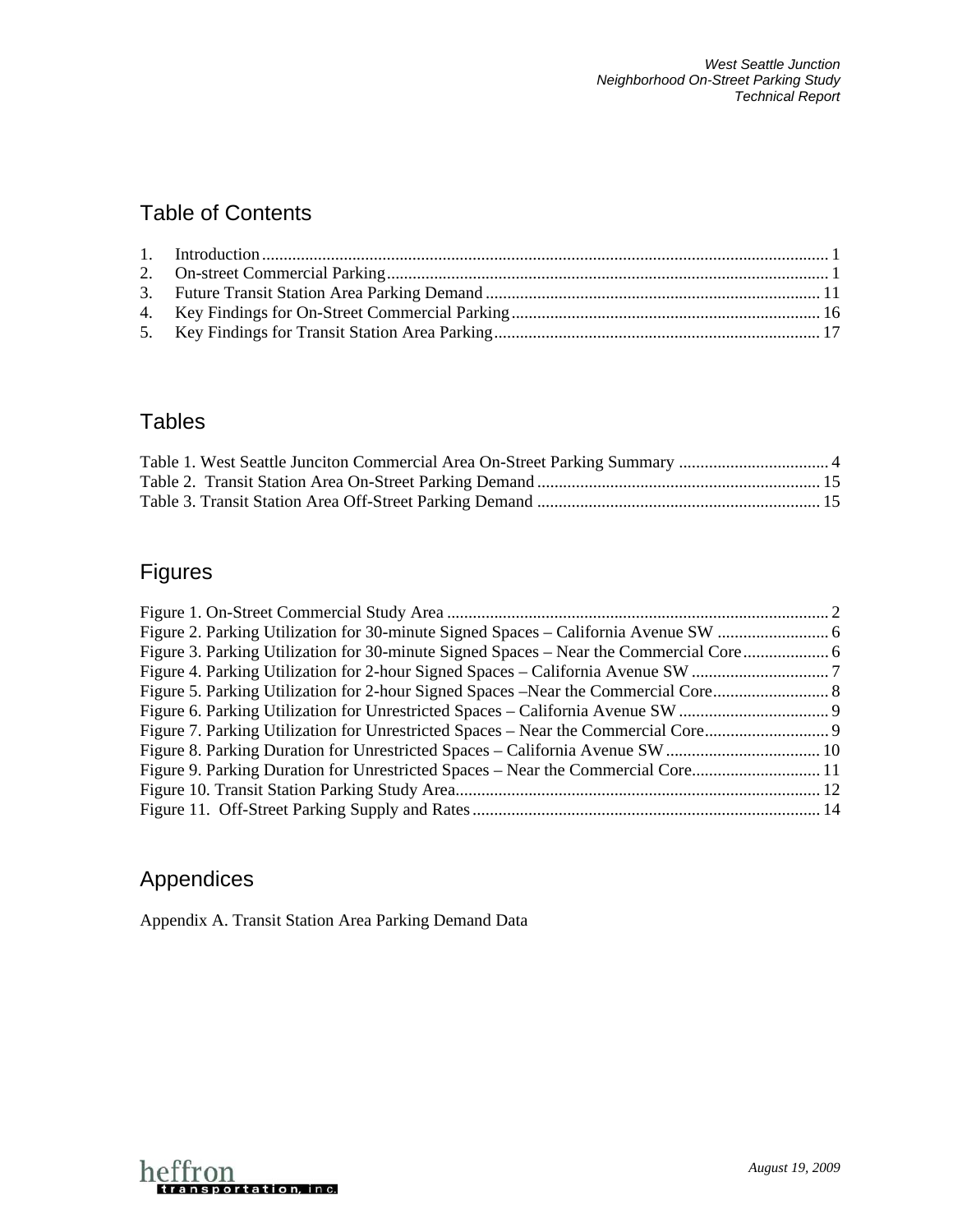## Table of Contents

1. Introduction ........................................................................................................................ 1
2. On-street Commercial Parking ........................................................................................... 1
3. Future Transit Station Area Parking Demand .................................................................... 11
4. Key Findings for On-Street Commercial Parking .............................................................. 16
5. Key Findings for Transit Station Area Parking .................................................................. 17

## Tables

Table 1. West Seattle Junciton Commercial Area On-Street Parking Summary .................................. 4
Table 2. Transit Station Area On-Street Parking Demand ................................................................. 15
Table 3. Transit Station Area Off-Street Parking Demand ................................................................. 15

## Figures

Figure 1. On-Street Commercial Study Area ........................................................................................ 2
Figure 2. Parking Utilization for 30-minute Signed Spaces – California Avenue SW .......................... 6
Figure 3. Parking Utilization for 30-minute Signed Spaces – Near the Commercial Core .................... 6
Figure 4. Parking Utilization for 2-hour Signed Spaces – California Avenue SW ................................ 7
Figure 5. Parking Utilization for 2-hour Signed Spaces –Near the Commercial Core ........................... 8
Figure 6. Parking Utilization for Unrestricted Spaces – California Avenue SW ................................... 9
Figure 7. Parking Utilization for Unrestricted Spaces – Near the Commercial Core ............................ 9
Figure 8. Parking Duration for Unrestricted Spaces – California Avenue SW .................................... 10
Figure 9. Parking Duration for Unrestricted Spaces – Near the Commercial Core .............................. 11
Figure 10. Transit Station Parking Study Area .................................................................................... 12
Figure 11. Off-Street Parking Supply and Rates ................................................................................. 14

## Appendices

Appendix A. Transit Station Area Parking Demand Data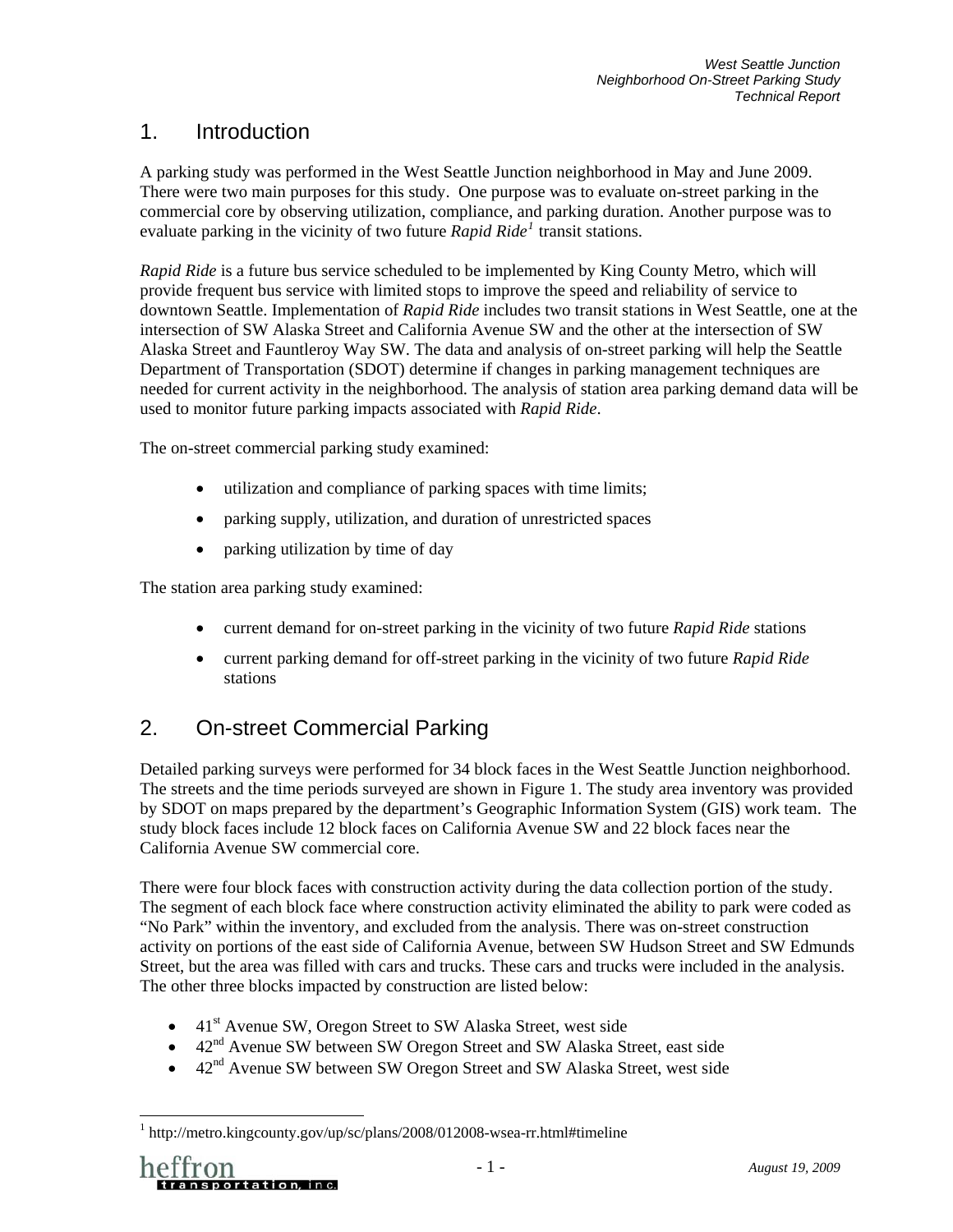# 1. Introduction

A parking study was performed in the West Seattle Junction neighborhood in May and June 2009. There were two main purposes for this study. One purpose was to evaluate on-street parking in the commercial core by observing utilization, compliance, and parking duration. Another purpose was to evaluate parking in the vicinity of two future *Rapid Ride*[1] transit stations.

*Rapid Ride* is a future bus service scheduled to be implemented by King County Metro, which will provide frequent bus service with limited stops to improve the speed and reliability of service to downtown Seattle. Implementation of *Rapid Ride* includes two transit stations in West Seattle, one at the intersection of SW Alaska Street and California Avenue SW and the other at the intersection of SW Alaska Street and Fauntleroy Way SW. The data and analysis of on-street parking will help the Seattle Department of Transportation (SDOT) determine if changes in parking management techniques are needed for current activity in the neighborhood. The analysis of station area parking demand data will be used to monitor future parking impacts associated with *Rapid Ride*.

The on-street commercial parking study examined:

- utilization and compliance of parking spaces with time limits;
- parking supply, utilization, and duration of unrestricted spaces
- parking utilization by time of day

The station area parking study examined:

- current demand for on-street parking in the vicinity of two future *Rapid Ride* stations
- current parking demand for off-street parking in the vicinity of two future *Rapid Ride* stations

# 2. On-street Commercial Parking

Detailed parking surveys were performed for 34 block faces in the West Seattle Junction neighborhood. The streets and the time periods surveyed are shown in Figure 1. The study area inventory was provided by SDOT on maps prepared by the department's Geographic Information System (GIS) work team. The study block faces include 12 block faces on California Avenue SW and 22 block faces near the California Avenue SW commercial core.

There were four block faces with construction activity during the data collection portion of the study. The segment of each block face where construction activity eliminated the ability to park were coded as "No Park" within the inventory, and excluded from the analysis. There was on-street construction activity on portions of the east side of California Avenue, between SW Hudson Street and SW Edmunds Street, but the area was filled with cars and trucks. These cars and trucks were included in the analysis. The other three blocks impacted by construction are listed below:

- 41st Avenue SW, Oregon Street to SW Alaska Street, west side
- 42nd Avenue SW between SW Oregon Street and SW Alaska Street, east side
- 42nd Avenue SW between SW Oregon Street and SW Alaska Street, west side

[1] http://metro.kingcounty.gov/up/sc/plans/2008/012008-wsea-rr.html#timeline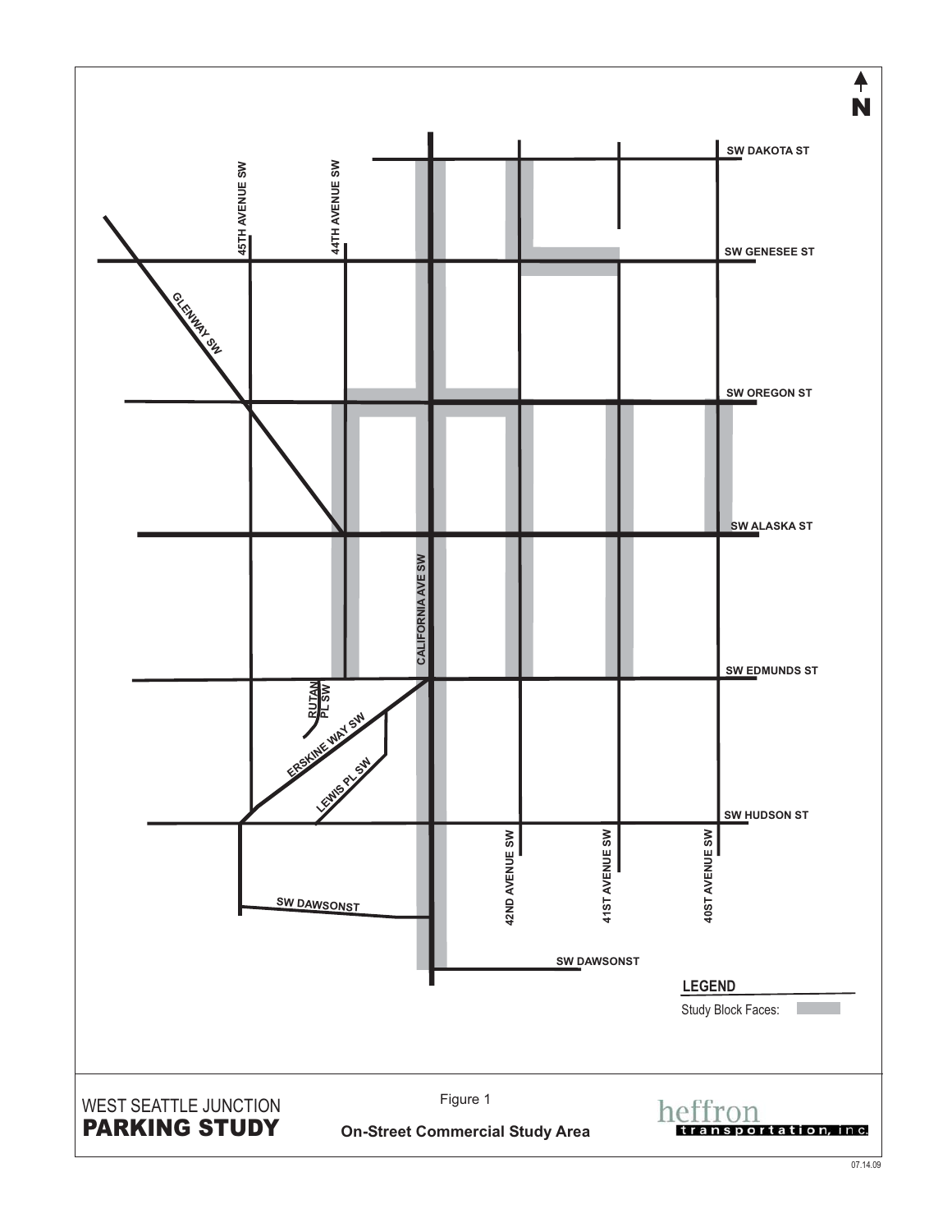N

SW DAKOTA ST

SW GENESEE ST

SW OREGON ST

SW ALASKA ST

SW EDMUNDS ST

SW HUDSON ST

SW DAWSONST

SW DAWSONST

45TH AVENUE SW

44TH AVENUE SW

GLENWAY SW

CALIFORNIA AVE SW

RUTAN PL SW

ERSKINE WAY SW

LEWIS PL SW

42ND AVENUE SW

41ST AVENUE SW

40ST AVENUE SW

**LEGEND**

Study Block Faces:

WEST SEATTLE JUNCTION
**PARKING STUDY**

Figure 1

**On-Street Commercial Study Area**

heffron transportation, inc.

07.14.09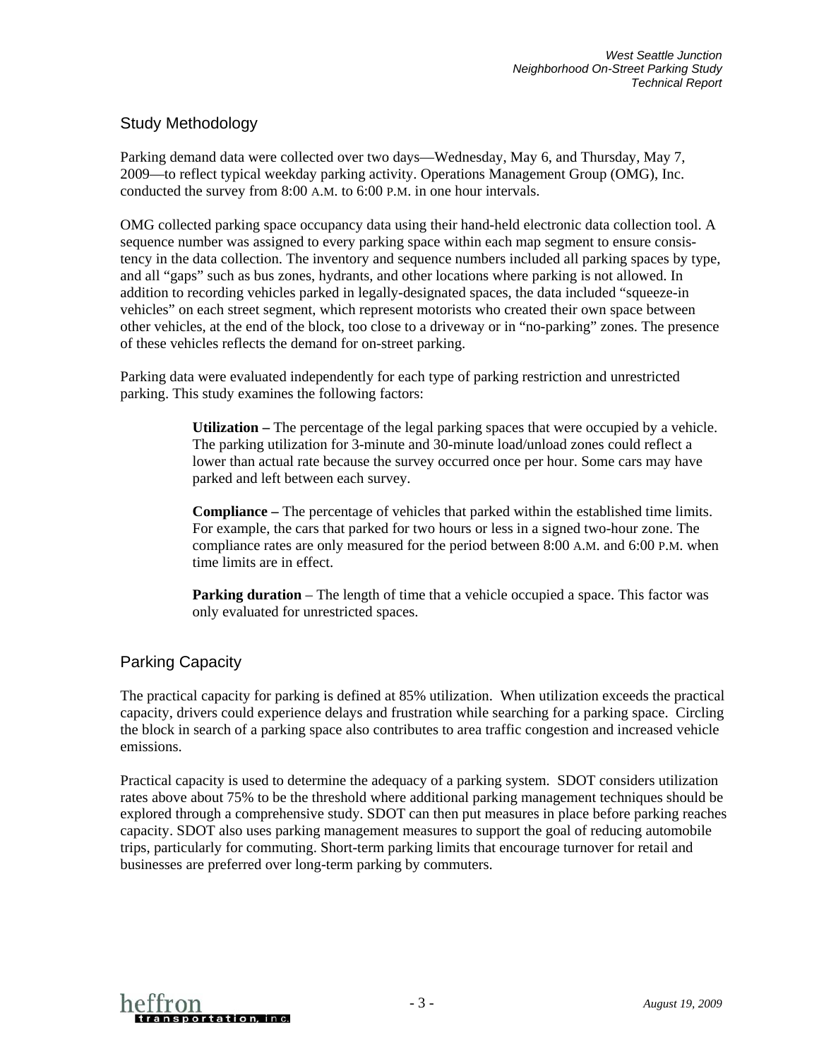## Study Methodology

Parking demand data were collected over two days—Wednesday, May 6, and Thursday, May 7, 2009—to reflect typical weekday parking activity. Operations Management Group (OMG), Inc. conducted the survey from 8:00 A.M. to 6:00 P.M. in one hour intervals.

OMG collected parking space occupancy data using their hand-held electronic data collection tool. A sequence number was assigned to every parking space within each map segment to ensure consistency in the data collection. The inventory and sequence numbers included all parking spaces by type, and all "gaps" such as bus zones, hydrants, and other locations where parking is not allowed. In addition to recording vehicles parked in legally-designated spaces, the data included "squeeze-in vehicles" on each street segment, which represent motorists who created their own space between other vehicles, at the end of the block, too close to a driveway or in "no-parking" zones. The presence of these vehicles reflects the demand for on-street parking.

Parking data were evaluated independently for each type of parking restriction and unrestricted parking. This study examines the following factors:

> **Utilization –** The percentage of the legal parking spaces that were occupied by a vehicle. The parking utilization for 3-minute and 30-minute load/unload zones could reflect a lower than actual rate because the survey occurred once per hour. Some cars may have parked and left between each survey.
>
> **Compliance –** The percentage of vehicles that parked within the established time limits. For example, the cars that parked for two hours or less in a signed two-hour zone. The compliance rates are only measured for the period between 8:00 A.M. and 6:00 P.M. when time limits are in effect.
>
> **Parking duration** – The length of time that a vehicle occupied a space. This factor was only evaluated for unrestricted spaces.

## Parking Capacity

The practical capacity for parking is defined at 85% utilization. When utilization exceeds the practical capacity, drivers could experience delays and frustration while searching for a parking space. Circling the block in search of a parking space also contributes to area traffic congestion and increased vehicle emissions.

Practical capacity is used to determine the adequacy of a parking system. SDOT considers utilization rates above about 75% to be the threshold where additional parking management techniques should be explored through a comprehensive study. SDOT can then put measures in place before parking reaches capacity. SDOT also uses parking management measures to support the goal of reducing automobile trips, particularly for commuting. Short-term parking limits that encourage turnover for retail and businesses are preferred over long-term parking by commuters.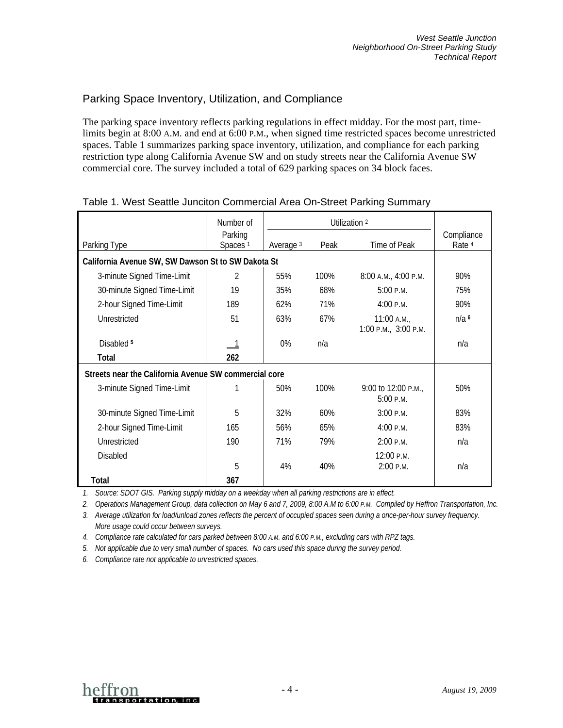## Parking Space Inventory, Utilization, and Compliance

The parking space inventory reflects parking regulations in effect midday. For the most part, time-limits begin at 8:00 A.M. and end at 6:00 P.M., when signed time restricted spaces become unrestricted spaces. Table 1 summarizes parking space inventory, utilization, and compliance for each parking restriction type along California Avenue SW and on study streets near the California Avenue SW commercial core. The survey included a total of 629 parking spaces on 34 block faces.

Table 1. West Seattle Junciton Commercial Area On-Street Parking Summary

| Parking Type | Number of Parking Spaces [1] | Utilization [2] | | | Compliance Rate [4] |
|---|---|---|---|---|---|
| | | Average [3] | Peak | Time of Peak | |
| **California Avenue SW, SW Dawson St to SW Dakota St** | | | | | |
| 3-minute Signed Time-Limit | 2 | 55% | 100% | 8:00 A.M., 4:00 P.M. | 90% |
| 30-minute Signed Time-Limit | 19 | 35% | 68% | 5:00 P.M. | 75% |
| 2-hour Signed Time-Limit | 189 | 62% | 71% | 4:00 P.M. | 90% |
| Unrestricted | 51 | 63% | 67% | 11:00 A.M., 1:00 P.M., 3:00 P.M. | n/a [6] |
| Disabled [5] | 1 | 0% | n/a | | n/a |
| **Total** | **262** | | | | |
| **Streets near the California Avenue SW commercial core** | | | | | |
| 3-minute Signed Time-Limit | 1 | 50% | 100% | 9:00 to 12:00 P.M., 5:00 P.M. | 50% |
| 30-minute Signed Time-Limit | 5 | 32% | 60% | 3:00 P.M. | 83% |
| 2-hour Signed Time-Limit | 165 | 56% | 65% | 4:00 P.M. | 83% |
| Unrestricted | 190 | 71% | 79% | 2:00 P.M. | n/a |
| Disabled | 5 | 4% | 40% | 12:00 P.M. 2:00 P.M. | n/a |
| **Total** | **367** | | | | |

*1. Source: SDOT GIS. Parking supply midday on a weekday when all parking restrictions are in effect.*

*2. Operations Management Group, data collection on May 6 and 7, 2009, 8:00 A.M to 6:00 P.M. Compiled by Heffron Transportation, Inc.*

*3. Average utilization for load/unload zones reflects the percent of occupied spaces seen during a once-per-hour survey frequency. More usage could occur between surveys.*

*4. Compliance rate calculated for cars parked between 8:00 A.M. and 6:00 P.M., excluding cars with RPZ tags.*

*5. Not applicable due to very small number of spaces. No cars used this space during the survey period.*

*6. Compliance rate not applicable to unrestricted spaces.*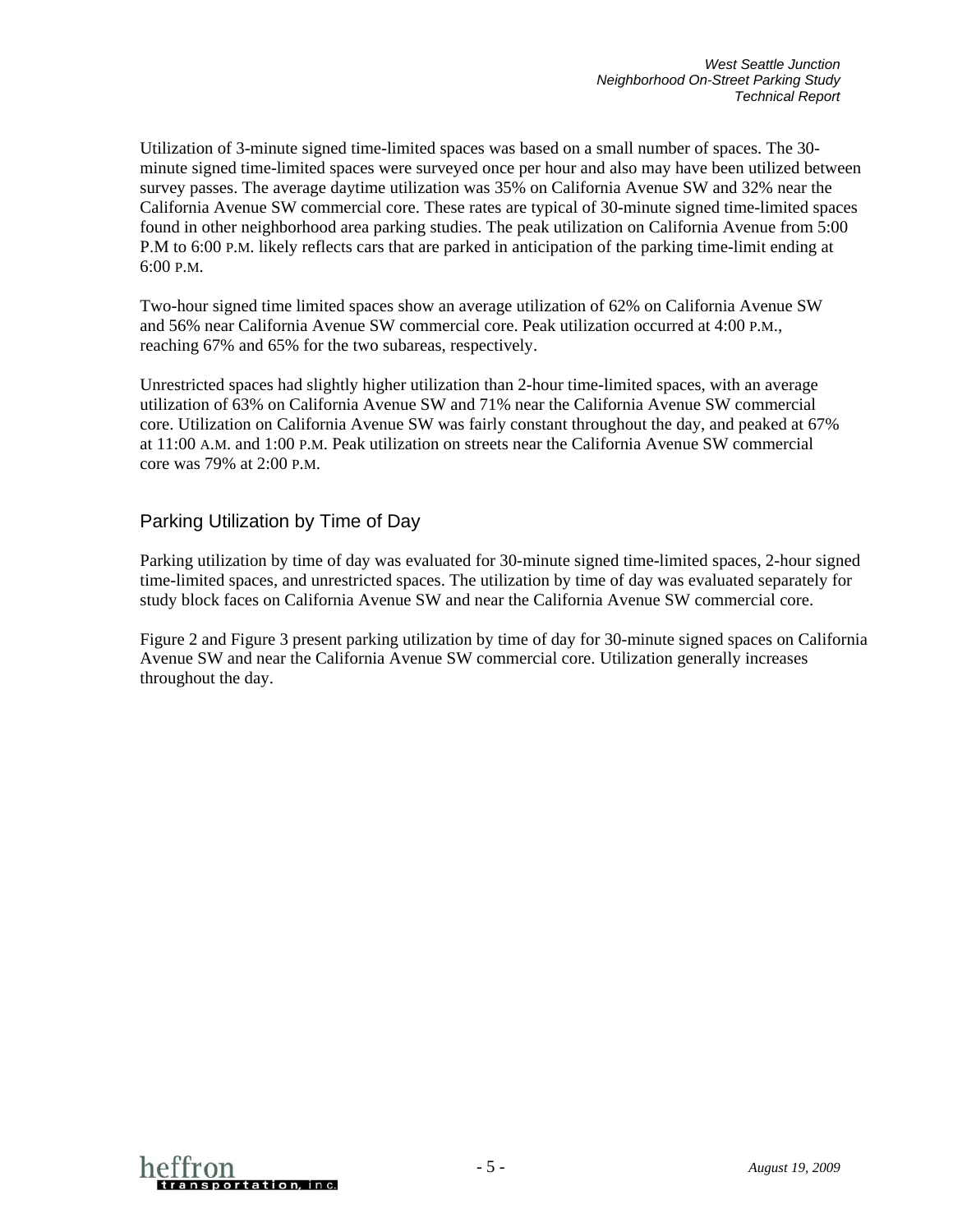Utilization of 3-minute signed time-limited spaces was based on a small number of spaces. The 30-minute signed time-limited spaces were surveyed once per hour and also may have been utilized between survey passes. The average daytime utilization was 35% on California Avenue SW and 32% near the California Avenue SW commercial core. These rates are typical of 30-minute signed time-limited spaces found in other neighborhood area parking studies. The peak utilization on California Avenue from 5:00 P.M to 6:00 P.M. likely reflects cars that are parked in anticipation of the parking time-limit ending at 6:00 P.M.

Two-hour signed time limited spaces show an average utilization of 62% on California Avenue SW and 56% near California Avenue SW commercial core. Peak utilization occurred at 4:00 P.M., reaching 67% and 65% for the two subareas, respectively.

Unrestricted spaces had slightly higher utilization than 2-hour time-limited spaces, with an average utilization of 63% on California Avenue SW and 71% near the California Avenue SW commercial core. Utilization on California Avenue SW was fairly constant throughout the day, and peaked at 67% at 11:00 A.M. and 1:00 P.M. Peak utilization on streets near the California Avenue SW commercial core was 79% at 2:00 P.M.

## Parking Utilization by Time of Day

Parking utilization by time of day was evaluated for 30-minute signed time-limited spaces, 2-hour signed time-limited spaces, and unrestricted spaces. The utilization by time of day was evaluated separately for study block faces on California Avenue SW and near the California Avenue SW commercial core.

Figure 2 and Figure 3 present parking utilization by time of day for 30-minute signed spaces on California Avenue SW and near the California Avenue SW commercial core. Utilization generally increases throughout the day.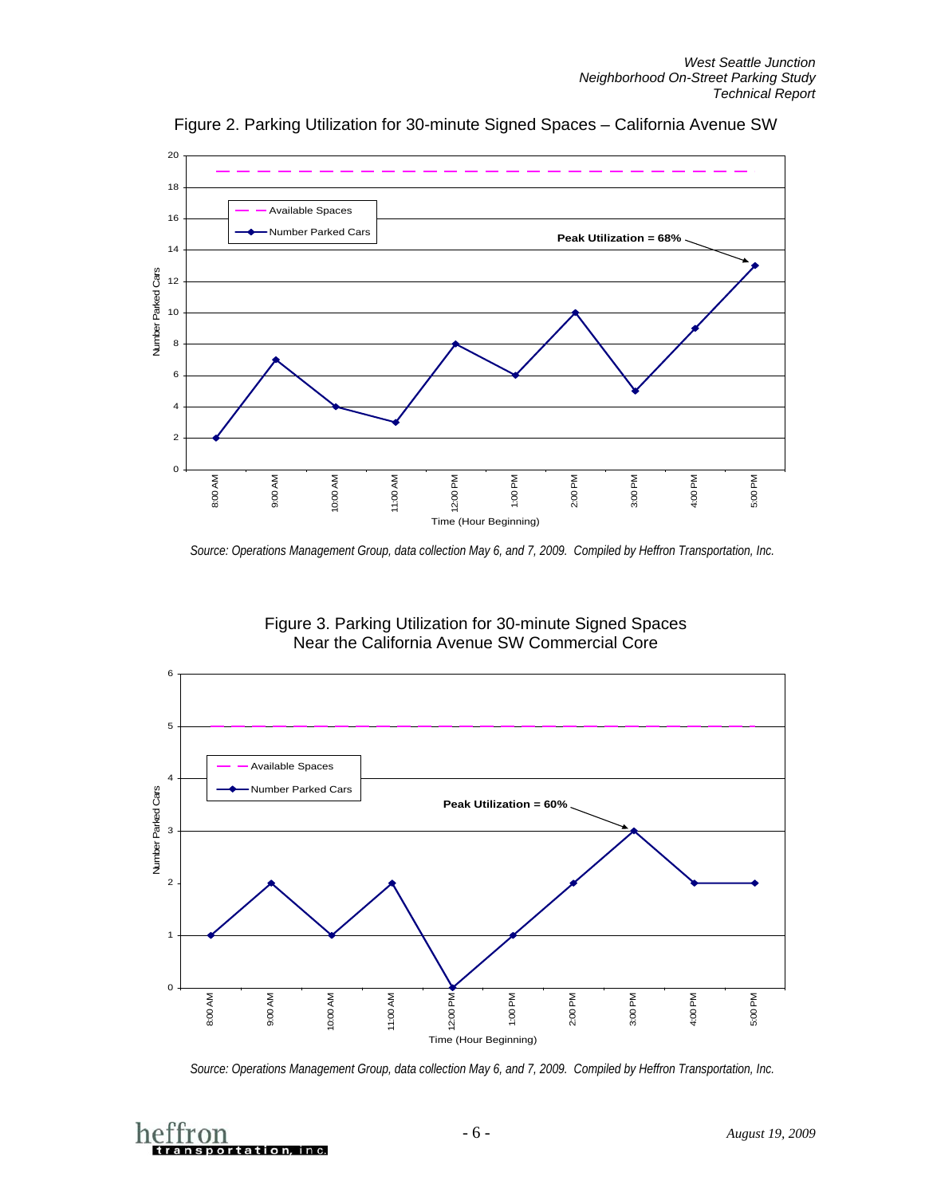Figure 2. Parking Utilization for 30-minute Signed Spaces – California Avenue SW

Source: Operations Management Group, data collection May 6, and 7, 2009. Compiled by Heffron Transportation, Inc.

Figure 3. Parking Utilization for 30-minute Signed Spaces Near the California Avenue SW Commercial Core

Source: Operations Management Group, data collection May 6, and 7, 2009. Compiled by Heffron Transportation, Inc.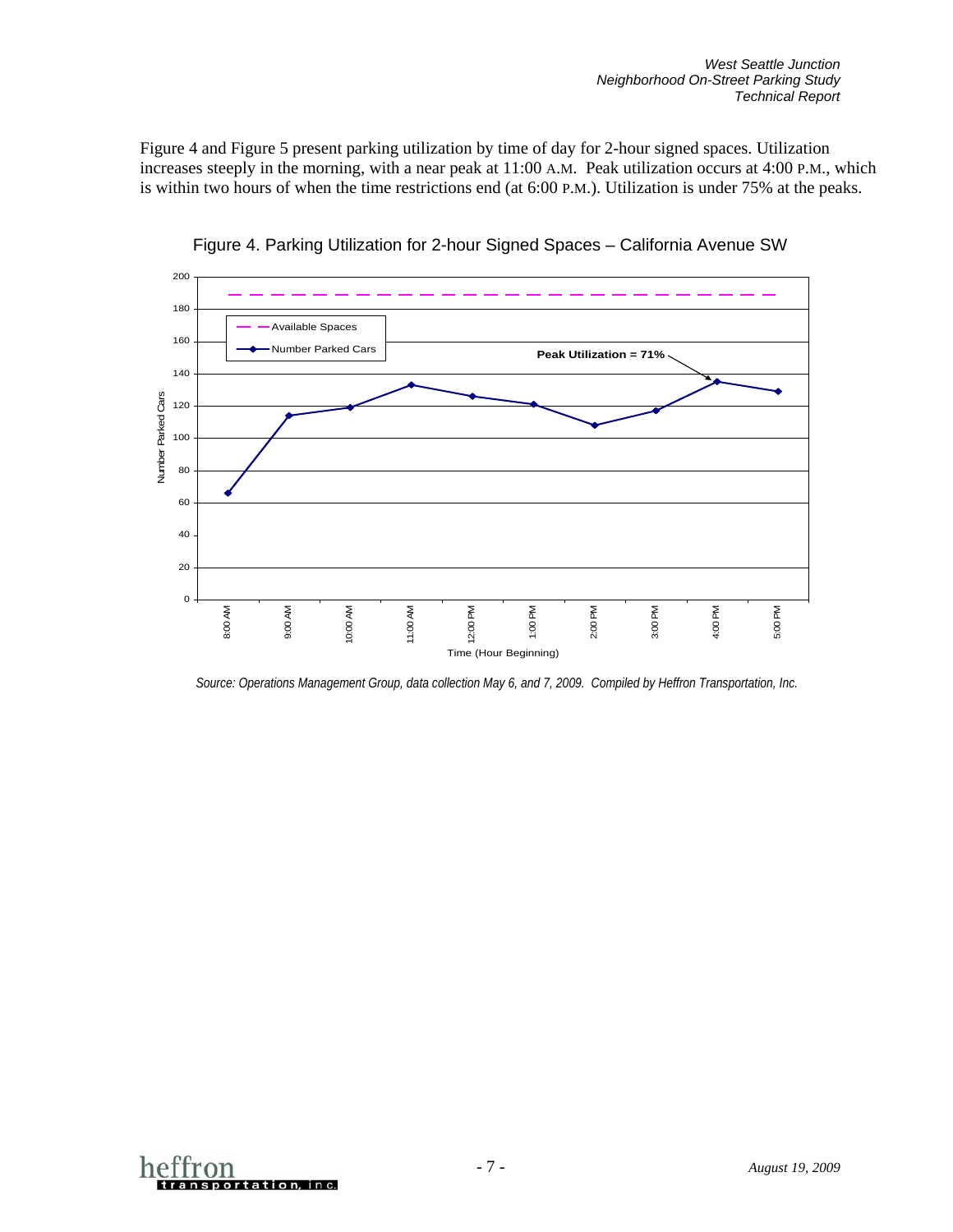Figure 4 and Figure 5 present parking utilization by time of day for 2-hour signed spaces. Utilization increases steeply in the morning, with a near peak at 11:00 A.M. Peak utilization occurs at 4:00 P.M., which is within two hours of when the time restrictions end (at 6:00 P.M.). Utilization is under 75% at the peaks.

Figure 4. Parking Utilization for 2-hour Signed Spaces – California Avenue SW

*Source: Operations Management Group, data collection May 6, and 7, 2009. Compiled by Heffron Transportation, Inc.*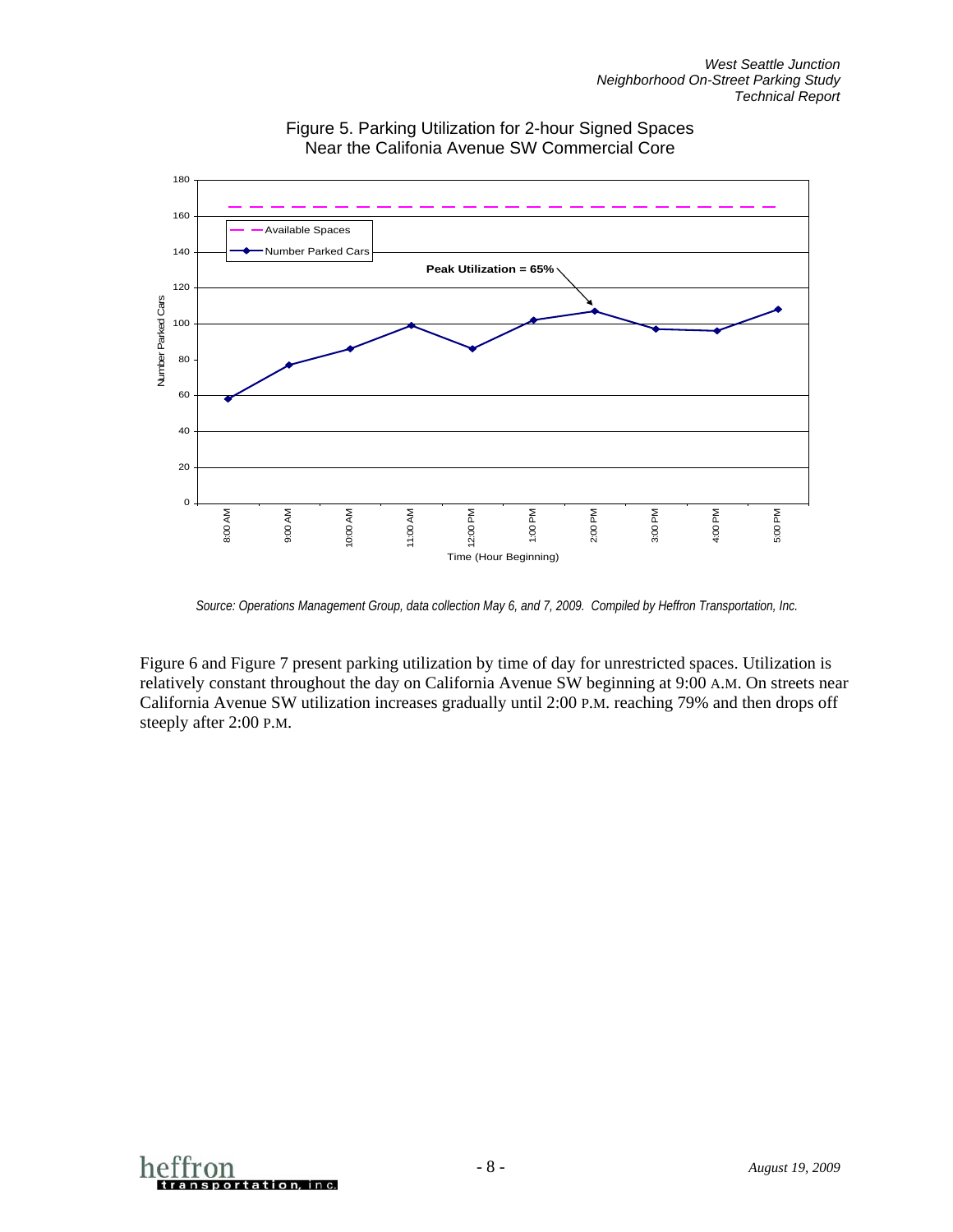Figure 5. Parking Utilization for 2-hour Signed Spaces Near the Califonia Avenue SW Commercial Core

*Source: Operations Management Group, data collection May 6, and 7, 2009. Compiled by Heffron Transportation, Inc.*

Figure 6 and Figure 7 present parking utilization by time of day for unrestricted spaces. Utilization is relatively constant throughout the day on California Avenue SW beginning at 9:00 A.M. On streets near California Avenue SW utilization increases gradually until 2:00 P.M. reaching 79% and then drops off steeply after 2:00 P.M.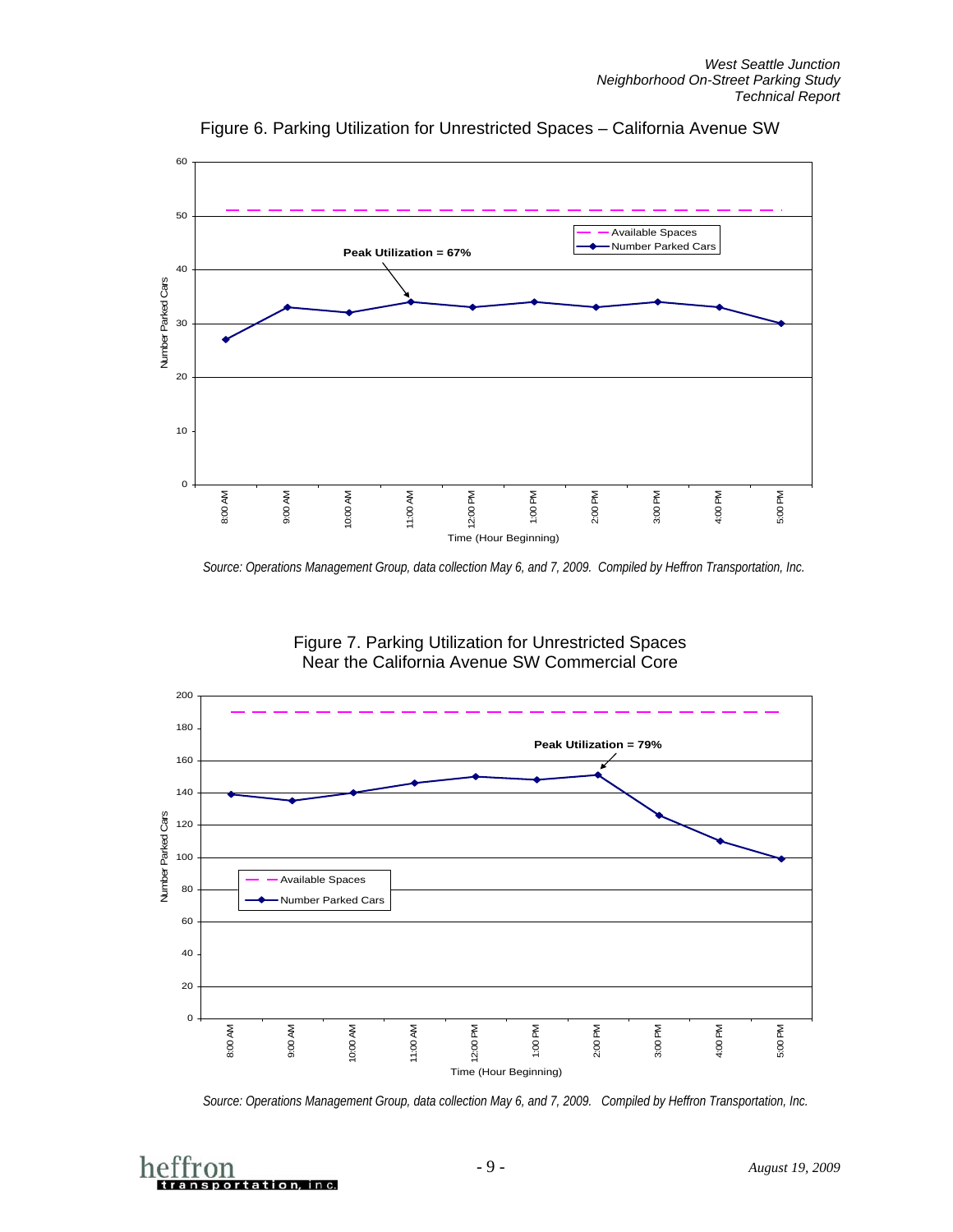Figure 6. Parking Utilization for Unrestricted Spaces – California Avenue SW

*Source: Operations Management Group, data collection May 6, and 7, 2009. Compiled by Heffron Transportation, Inc.*

Figure 7. Parking Utilization for Unrestricted Spaces Near the California Avenue SW Commercial Core

*Source: Operations Management Group, data collection May 6, and 7, 2009. Compiled by Heffron Transportation, Inc.*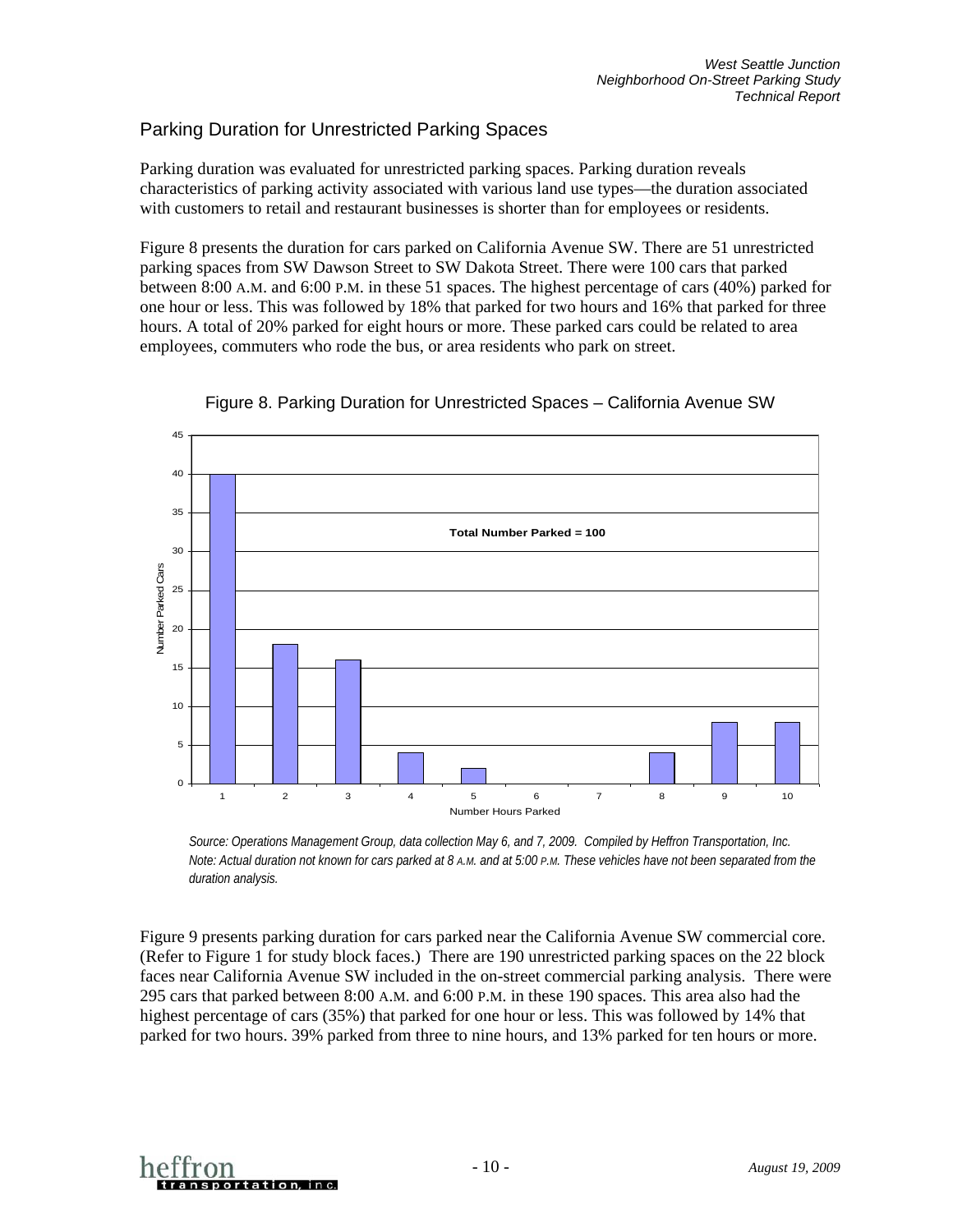## Parking Duration for Unrestricted Parking Spaces

Parking duration was evaluated for unrestricted parking spaces. Parking duration reveals characteristics of parking activity associated with various land use types—the duration associated with customers to retail and restaurant businesses is shorter than for employees or residents.

Figure 8 presents the duration for cars parked on California Avenue SW. There are 51 unrestricted parking spaces from SW Dawson Street to SW Dakota Street. There were 100 cars that parked between 8:00 A.M. and 6:00 P.M. in these 51 spaces. The highest percentage of cars (40%) parked for one hour or less. This was followed by 18% that parked for two hours and 16% that parked for three hours. A total of 20% parked for eight hours or more. These parked cars could be related to area employees, commuters who rode the bus, or area residents who park on street.

Figure 8. Parking Duration for Unrestricted Spaces – California Avenue SW

| Number Hours Parked | Number Parked Cars |
|---|---|
| 1 | 40 |
| 2 | 18 |
| 3 | 16 |
| 4 | 4 |
| 5 | 2 |
| 6 | 0 |
| 7 | 0 |
| 8 | 4 |
| 9 | 8 |
| 10 | 8 |

Total Number Parked = 100

*Source: Operations Management Group, data collection May 6, and 7, 2009. Compiled by Heffron Transportation, Inc.*
*Note: Actual duration not known for cars parked at 8 A.M. and at 5:00 P.M. These vehicles have not been separated from the duration analysis.*

Figure 9 presents parking duration for cars parked near the California Avenue SW commercial core. (Refer to Figure 1 for study block faces.) There are 190 unrestricted parking spaces on the 22 block faces near California Avenue SW included in the on-street commercial parking analysis. There were 295 cars that parked between 8:00 A.M. and 6:00 P.M. in these 190 spaces. This area also had the highest percentage of cars (35%) that parked for one hour or less. This was followed by 14% that parked for two hours. 39% parked from three to nine hours, and 13% parked for ten hours or more.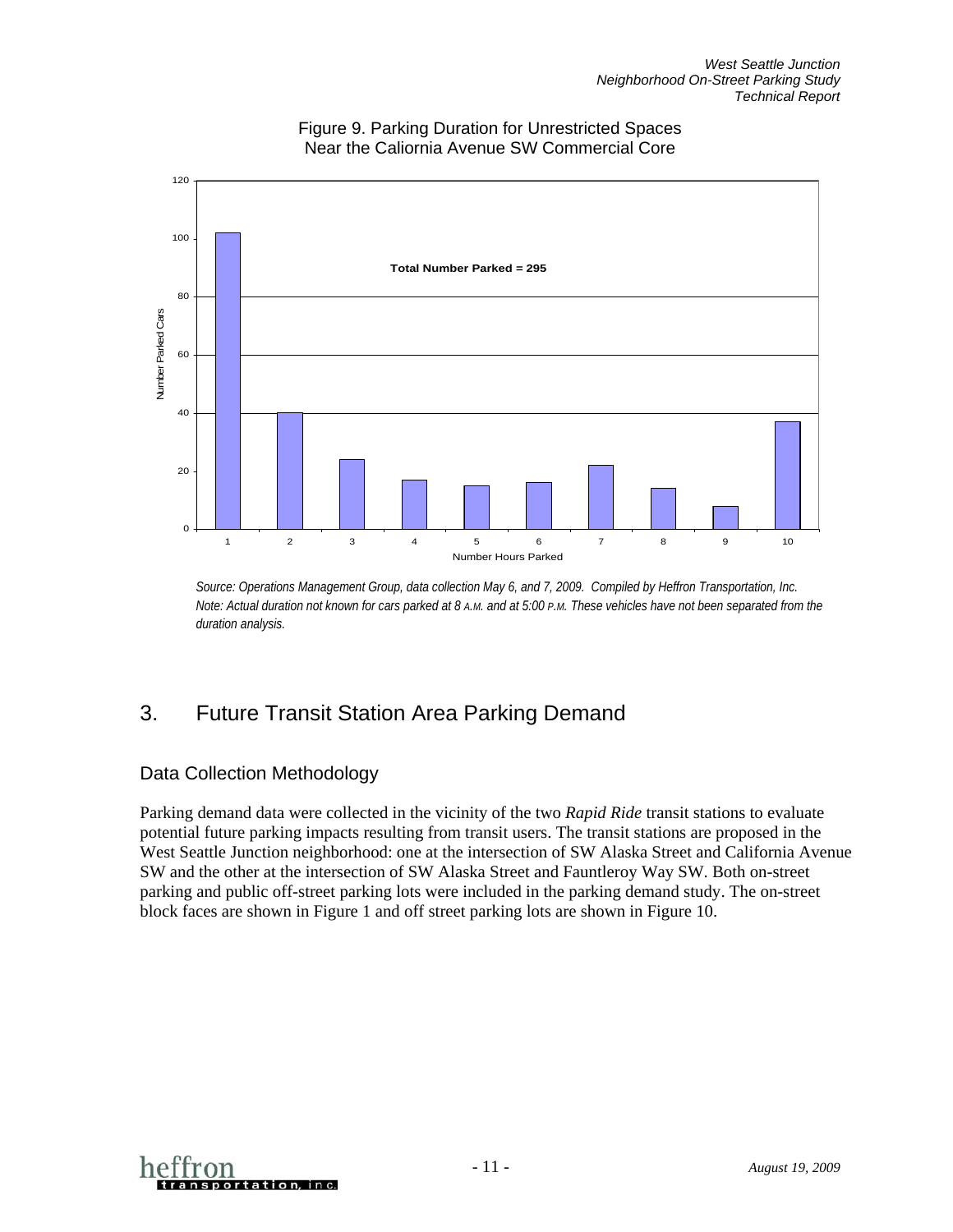Figure 9. Parking Duration for Unrestricted Spaces Near the Caliornia Avenue SW Commercial Core

Total Number Parked = 295

| Number Hours Parked | Number Parked Cars |
|---|---|
| 1 | 102 |
| 2 | 40 |
| 3 | 24 |
| 4 | 17 |
| 5 | 15 |
| 6 | 16 |
| 7 | 22 |
| 8 | 14 |
| 9 | 8 |
| 10 | 37 |

*Source: Operations Management Group, data collection May 6, and 7, 2009. Compiled by Heffron Transportation, Inc.*
*Note: Actual duration not known for cars parked at 8 A.M. and at 5:00 P.M. These vehicles have not been separated from the duration analysis.*

# 3. Future Transit Station Area Parking Demand

## Data Collection Methodology

Parking demand data were collected in the vicinity of the two *Rapid Ride* transit stations to evaluate potential future parking impacts resulting from transit users. The transit stations are proposed in the West Seattle Junction neighborhood: one at the intersection of SW Alaska Street and California Avenue SW and the other at the intersection of SW Alaska Street and Fauntleroy Way SW. Both on-street parking and public off-street parking lots were included in the parking demand study. The on-street block faces are shown in Figure 1 and off street parking lots are shown in Figure 10.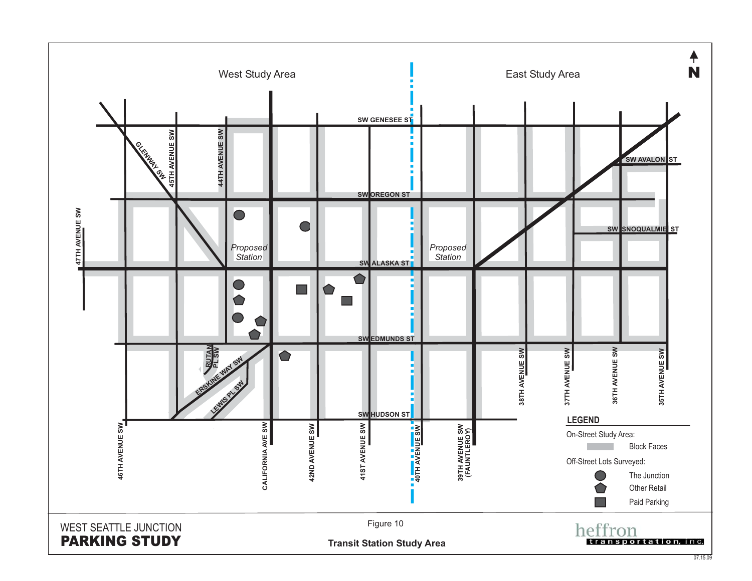West Study Area

East Study Area

N

SW GENESEE ST

SW AVALON ST

SW OREGON ST

SW SNOQUALMIE ST

SW ALASKA ST

SW EDMUNDS ST

SW HUDSON ST

GLENWAY SW

45TH AVENUE SW

44TH AVENUE SW

47TH AVENUE SW

46TH AVENUE SW

RUTAN PL SW

ERSKINE WAY SW

LEWIS PL SW

CALIFORNIA AVE SW

42ND AVENUE SW

41ST AVENUE SW

40TH AVENUE SW

39TH AVENUE SW (FAUNTLEROY)

38TH AVENUE SW

37TH AVENUE SW

36TH AVENUE SW

35TH AVENUE SW

*Proposed Station*

*Proposed Station*

**LEGEND**

On-Street Study Area:

- Block Faces

Off-Street Lots Surveyed:

- The Junction
- Other Retail
- Paid Parking

WEST SEATTLE JUNCTION

**PARKING STUDY**

Figure 10

**Transit Station Study Area**

heffron transportation, inc.

07.15.09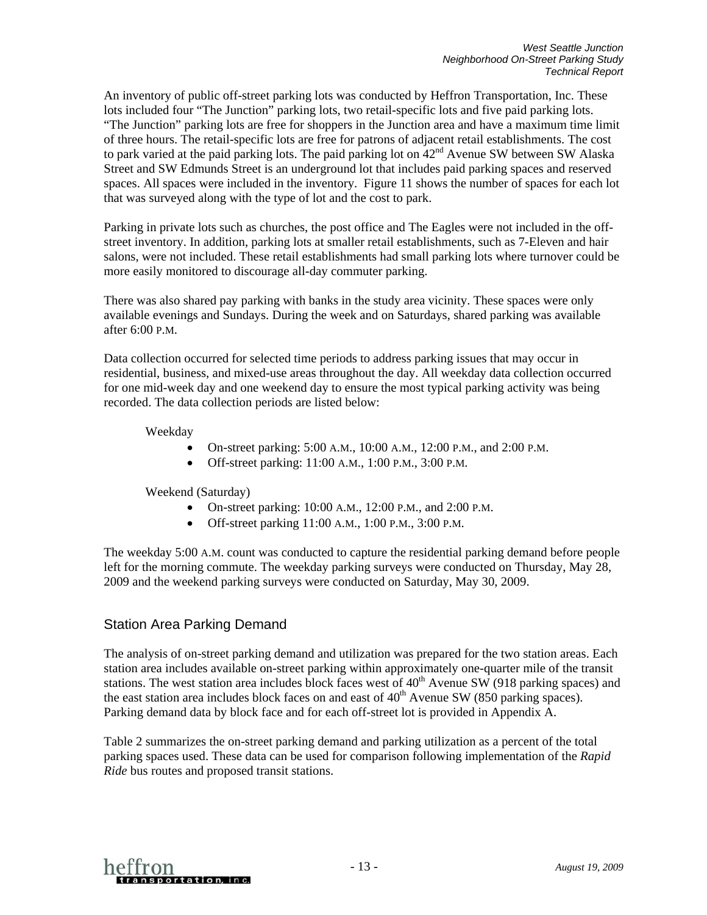An inventory of public off-street parking lots was conducted by Heffron Transportation, Inc. These lots included four "The Junction" parking lots, two retail-specific lots and five paid parking lots. "The Junction" parking lots are free for shoppers in the Junction area and have a maximum time limit of three hours. The retail-specific lots are free for patrons of adjacent retail establishments. The cost to park varied at the paid parking lots. The paid parking lot on 42nd Avenue SW between SW Alaska Street and SW Edmunds Street is an underground lot that includes paid parking spaces and reserved spaces. All spaces were included in the inventory. Figure 11 shows the number of spaces for each lot that was surveyed along with the type of lot and the cost to park.

Parking in private lots such as churches, the post office and The Eagles were not included in the off-street inventory. In addition, parking lots at smaller retail establishments, such as 7-Eleven and hair salons, were not included. These retail establishments had small parking lots where turnover could be more easily monitored to discourage all-day commuter parking.

There was also shared pay parking with banks in the study area vicinity. These spaces were only available evenings and Sundays. During the week and on Saturdays, shared parking was available after 6:00 P.M.

Data collection occurred for selected time periods to address parking issues that may occur in residential, business, and mixed-use areas throughout the day. All weekday data collection occurred for one mid-week day and one weekend day to ensure the most typical parking activity was being recorded. The data collection periods are listed below:

Weekday

- On-street parking: 5:00 A.M., 10:00 A.M., 12:00 P.M., and 2:00 P.M.
- Off-street parking: 11:00 A.M., 1:00 P.M., 3:00 P.M.

Weekend (Saturday)

- On-street parking: 10:00 A.M., 12:00 P.M., and 2:00 P.M.
- Off-street parking 11:00 A.M., 1:00 P.M., 3:00 P.M.

The weekday 5:00 A.M. count was conducted to capture the residential parking demand before people left for the morning commute. The weekday parking surveys were conducted on Thursday, May 28, 2009 and the weekend parking surveys were conducted on Saturday, May 30, 2009.

## Station Area Parking Demand

The analysis of on-street parking demand and utilization was prepared for the two station areas. Each station area includes available on-street parking within approximately one-quarter mile of the transit stations. The west station area includes block faces west of 40th Avenue SW (918 parking spaces) and the east station area includes block faces on and east of 40th Avenue SW (850 parking spaces). Parking demand data by block face and for each off-street lot is provided in Appendix A.

Table 2 summarizes the on-street parking demand and parking utilization as a percent of the total parking spaces used. These data can be used for comparison following implementation of the *Rapid Ride* bus routes and proposed transit stations.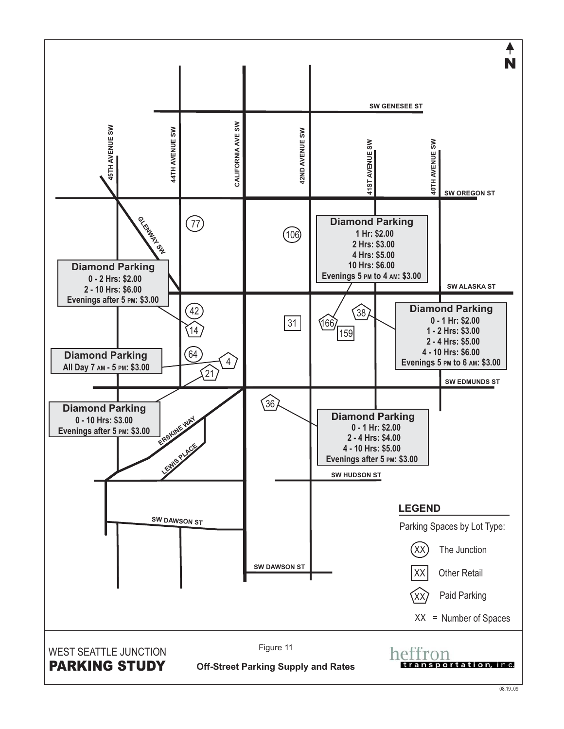**Figure 11**

**Off-Street Parking Supply and Rates**

WEST SEATTLE JUNCTION
**PARKING STUDY**

N

SW GENESEE ST

45TH AVENUE SW

44TH AVENUE SW

CALIFORNIA AVE SW

42ND AVENUE SW

41ST AVENUE SW

40TH AVENUE SW

SW OREGON ST

GLENWAY SW

SW ALASKA ST

SW EDMUNDS ST

ERSKINE WAY

LEWIS PLACE

SW HUDSON ST

SW DAWSON ST

SW DAWSON ST

**Diamond Parking**
1 Hr: $2.00
2 Hrs: $3.00
4 Hrs: $5.00
10 Hrs: $6.00
Evenings 5 PM to 4 AM: $3.00

**Diamond Parking**
0 - 2 Hrs: $2.00
2 - 10 Hrs: $6.00
Evenings after 5 PM: $3.00

**Diamond Parking**
0 - 1 Hr: $2.00
1 - 2 Hrs: $3.00
2 - 4 Hrs: $5.00
4 - 10 Hrs: $6.00
Evenings 5 PM to 6 AM: $3.00

**Diamond Parking**
All Day 7 AM - 5 PM: $3.00

**Diamond Parking**
0 - 10 Hrs: $3.00
Evenings after 5 PM: $3.00

**Diamond Parking**
0 - 1 Hr: $2.00
2 - 4 Hrs: $4.00
4 - 10 Hrs: $5.00
Evenings after 5 PM: $3.00

77, 106, 42, 14, 31, 166, 159, 38, 64, 4, 21, 36

**LEGEND**

Parking Spaces by Lot Type:

- (XX) The Junction
- [XX] Other Retail
- ⬠XX Paid Parking

XX = Number of Spaces

heffron transportation, inc.

08.19..09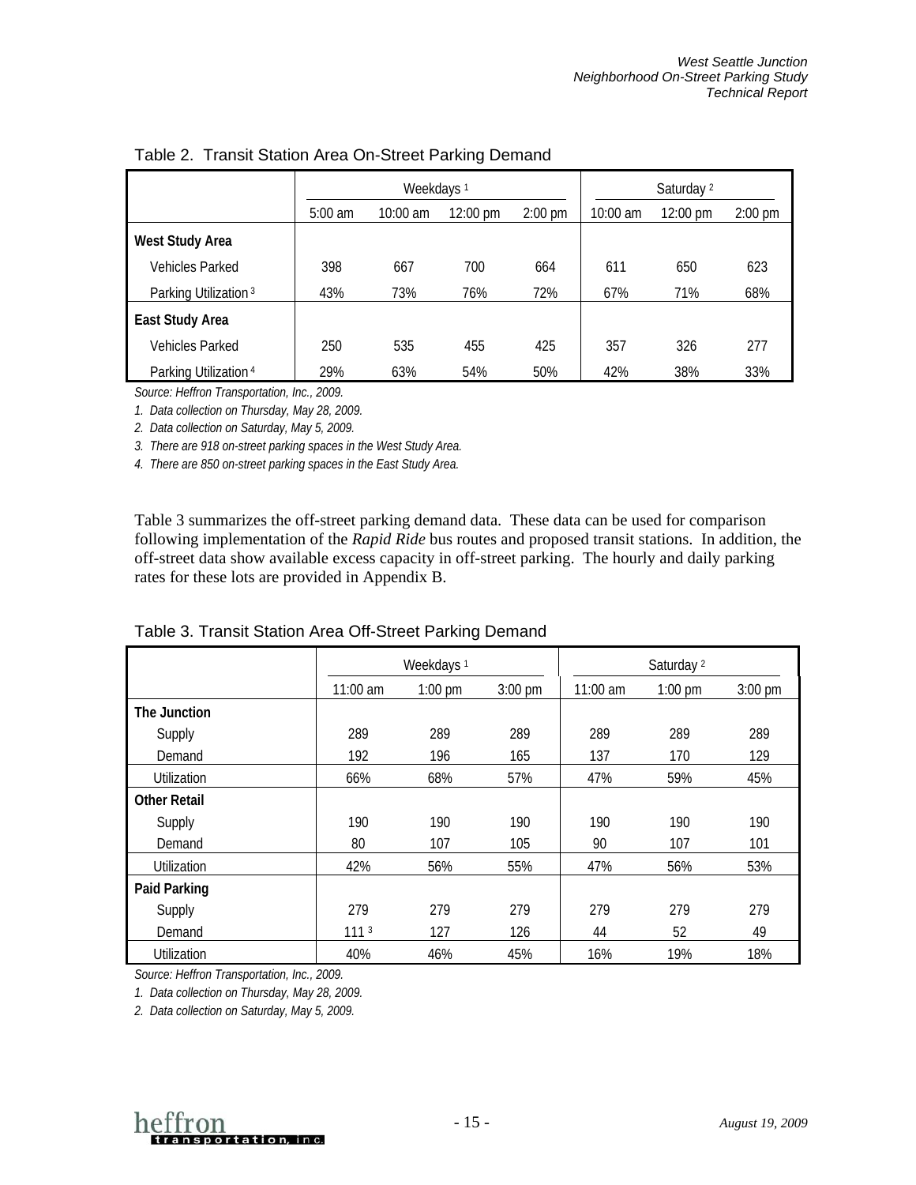Table 2. Transit Station Area On-Street Parking Demand

| | Weekdays [1] | | | | Saturday [2] | | |
|---|---|---|---|---|---|---|---|
| | 5:00 am | 10:00 am | 12:00 pm | 2:00 pm | 10:00 am | 12:00 pm | 2:00 pm |
| **West Study Area** | | | | | | | |
| Vehicles Parked | 398 | 667 | 700 | 664 | 611 | 650 | 623 |
| Parking Utilization [3] | 43% | 73% | 76% | 72% | 67% | 71% | 68% |
| **East Study Area** | | | | | | | |
| Vehicles Parked | 250 | 535 | 455 | 425 | 357 | 326 | 277 |
| Parking Utilization [4] | 29% | 63% | 54% | 50% | 42% | 38% | 33% |

*Source: Heffron Transportation, Inc., 2009.*

*1. Data collection on Thursday, May 28, 2009.*

*2. Data collection on Saturday, May 5, 2009.*

*3. There are 918 on-street parking spaces in the West Study Area.*

*4. There are 850 on-street parking spaces in the East Study Area.*

Table 3 summarizes the off-street parking demand data. These data can be used for comparison following implementation of the *Rapid Ride* bus routes and proposed transit stations. In addition, the off-street data show available excess capacity in off-street parking. The hourly and daily parking rates for these lots are provided in Appendix B.

Table 3. Transit Station Area Off-Street Parking Demand

| | Weekdays [1] | | | Saturday [2] | | |
|---|---|---|---|---|---|---|
| | 11:00 am | 1:00 pm | 3:00 pm | 11:00 am | 1:00 pm | 3:00 pm |
| **The Junction** | | | | | | |
| Supply | 289 | 289 | 289 | 289 | 289 | 289 |
| Demand | 192 | 196 | 165 | 137 | 170 | 129 |
| Utilization | 66% | 68% | 57% | 47% | 59% | 45% |
| **Other Retail** | | | | | | |
| Supply | 190 | 190 | 190 | 190 | 190 | 190 |
| Demand | 80 | 107 | 105 | 90 | 107 | 101 |
| Utilization | 42% | 56% | 55% | 47% | 56% | 53% |
| **Paid Parking** | | | | | | |
| Supply | 279 | 279 | 279 | 279 | 279 | 279 |
| Demand | 111 [3] | 127 | 126 | 44 | 52 | 49 |
| Utilization | 40% | 46% | 45% | 16% | 19% | 18% |

*Source: Heffron Transportation, Inc., 2009.*

*1. Data collection on Thursday, May 28, 2009.*

*2. Data collection on Saturday, May 5, 2009.*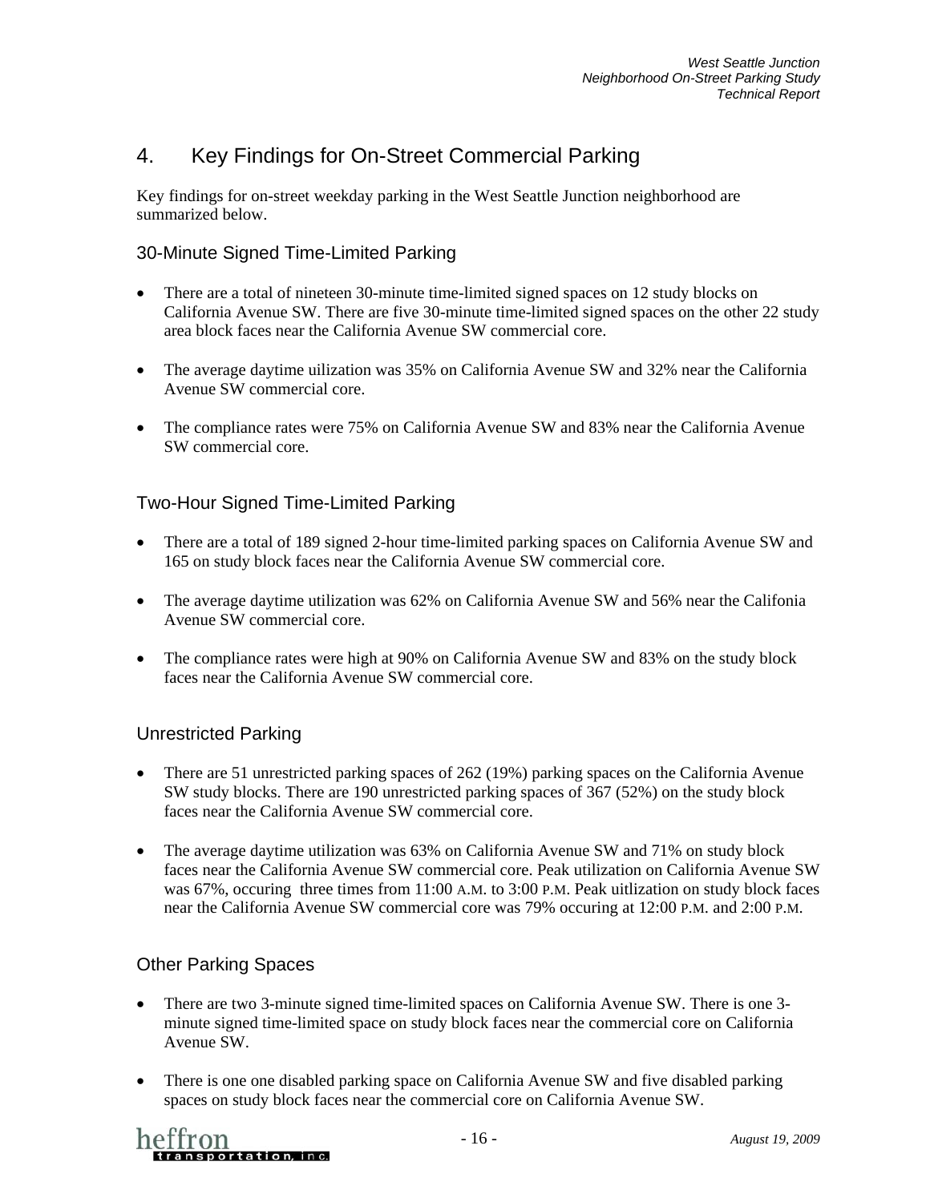## 4. Key Findings for On-Street Commercial Parking

Key findings for on-street weekday parking in the West Seattle Junction neighborhood are summarized below.

### 30-Minute Signed Time-Limited Parking

- There are a total of nineteen 30-minute time-limited signed spaces on 12 study blocks on California Avenue SW. There are five 30-minute time-limited signed spaces on the other 22 study area block faces near the California Avenue SW commercial core.
- The average daytime uilization was 35% on California Avenue SW and 32% near the California Avenue SW commercial core.
- The compliance rates were 75% on California Avenue SW and 83% near the California Avenue SW commercial core.

### Two-Hour Signed Time-Limited Parking

- There are a total of 189 signed 2-hour time-limited parking spaces on California Avenue SW and 165 on study block faces near the California Avenue SW commercial core.
- The average daytime utilization was 62% on California Avenue SW and 56% near the Califonia Avenue SW commercial core.
- The compliance rates were high at 90% on California Avenue SW and 83% on the study block faces near the California Avenue SW commercial core.

### Unrestricted Parking

- There are 51 unrestricted parking spaces of 262 (19%) parking spaces on the California Avenue SW study blocks. There are 190 unrestricted parking spaces of 367 (52%) on the study block faces near the California Avenue SW commercial core.
- The average daytime utilization was 63% on California Avenue SW and 71% on study block faces near the California Avenue SW commercial core. Peak utilization on California Avenue SW was 67%, occuring three times from 11:00 A.M. to 3:00 P.M. Peak uitlization on study block faces near the California Avenue SW commercial core was 79% occuring at 12:00 P.M. and 2:00 P.M.

### Other Parking Spaces

- There are two 3-minute signed time-limited spaces on California Avenue SW. There is one 3-minute signed time-limited space on study block faces near the commercial core on California Avenue SW.
- There is one one disabled parking space on California Avenue SW and five disabled parking spaces on study block faces near the commercial core on California Avenue SW.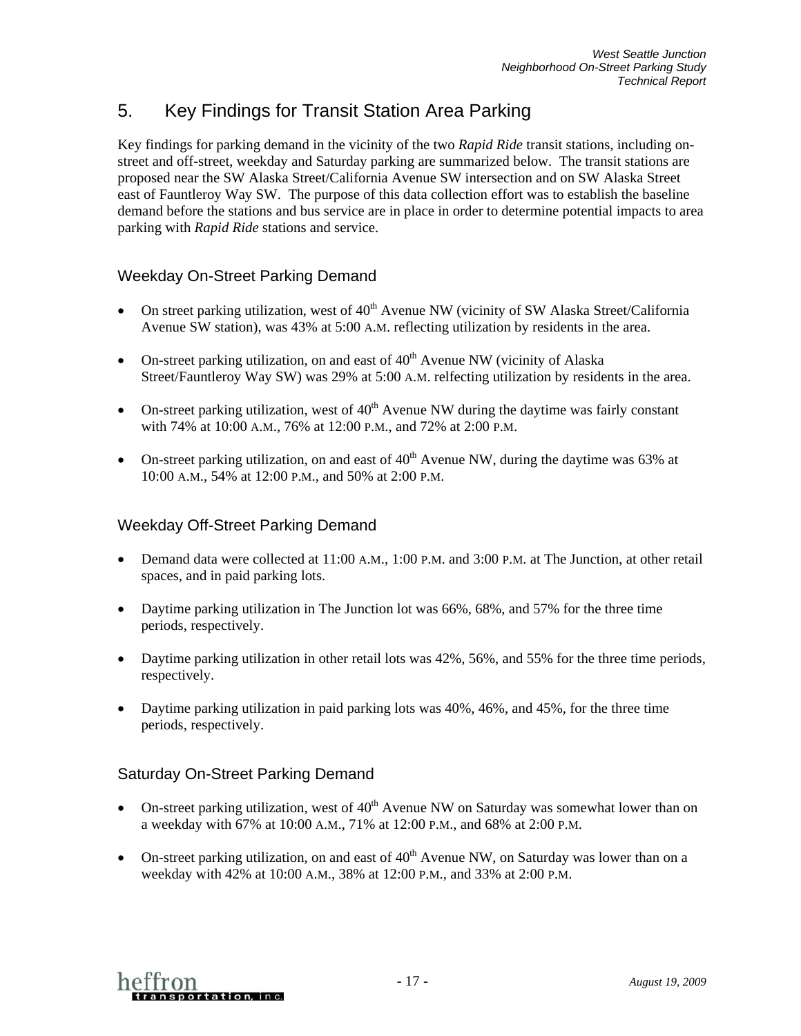## 5. Key Findings for Transit Station Area Parking

Key findings for parking demand in the vicinity of the two *Rapid Ride* transit stations, including on-street and off-street, weekday and Saturday parking are summarized below. The transit stations are proposed near the SW Alaska Street/California Avenue SW intersection and on SW Alaska Street east of Fauntleroy Way SW. The purpose of this data collection effort was to establish the baseline demand before the stations and bus service are in place in order to determine potential impacts to area parking with *Rapid Ride* stations and service.

### Weekday On-Street Parking Demand

- On street parking utilization, west of 40th Avenue NW (vicinity of SW Alaska Street/California Avenue SW station), was 43% at 5:00 A.M. reflecting utilization by residents in the area.
- On-street parking utilization, on and east of 40th Avenue NW (vicinity of Alaska Street/Fauntleroy Way SW) was 29% at 5:00 A.M. relfecting utilization by residents in the area.
- On-street parking utilization, west of 40th Avenue NW during the daytime was fairly constant with 74% at 10:00 A.M., 76% at 12:00 P.M., and 72% at 2:00 P.M.
- On-street parking utilization, on and east of 40th Avenue NW, during the daytime was 63% at 10:00 A.M., 54% at 12:00 P.M., and 50% at 2:00 P.M.

### Weekday Off-Street Parking Demand

- Demand data were collected at 11:00 A.M., 1:00 P.M. and 3:00 P.M. at The Junction, at other retail spaces, and in paid parking lots.
- Daytime parking utilization in The Junction lot was 66%, 68%, and 57% for the three time periods, respectively.
- Daytime parking utilization in other retail lots was 42%, 56%, and 55% for the three time periods, respectively.
- Daytime parking utilization in paid parking lots was 40%, 46%, and 45%, for the three time periods, respectively.

### Saturday On-Street Parking Demand

- On-street parking utilization, west of 40th Avenue NW on Saturday was somewhat lower than on a weekday with 67% at 10:00 A.M., 71% at 12:00 P.M., and 68% at 2:00 P.M.
- On-street parking utilization, on and east of 40th Avenue NW, on Saturday was lower than on a weekday with 42% at 10:00 A.M., 38% at 12:00 P.M., and 33% at 2:00 P.M.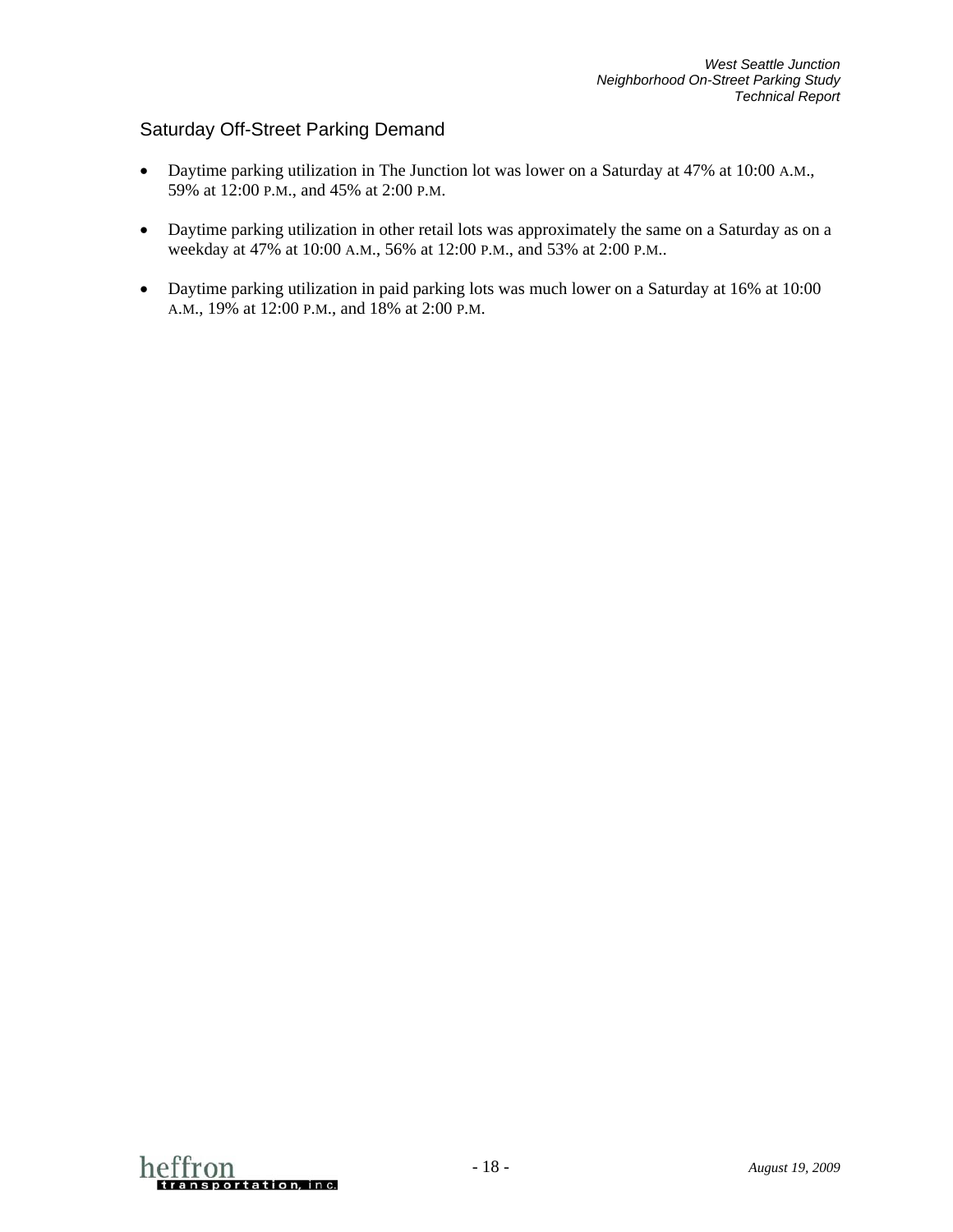## Saturday Off-Street Parking Demand

- Daytime parking utilization in The Junction lot was lower on a Saturday at 47% at 10:00 A.M., 59% at 12:00 P.M., and 45% at 2:00 P.M.
- Daytime parking utilization in other retail lots was approximately the same on a Saturday as on a weekday at 47% at 10:00 A.M., 56% at 12:00 P.M., and 53% at 2:00 P.M..
- Daytime parking utilization in paid parking lots was much lower on a Saturday at 16% at 10:00 A.M., 19% at 12:00 P.M., and 18% at 2:00 P.M.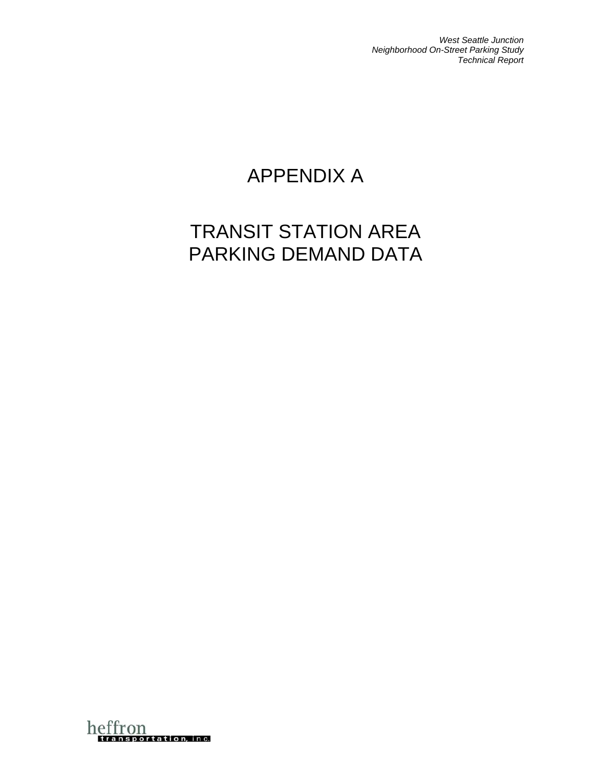# APPENDIX A

# TRANSIT STATION AREA PARKING DEMAND DATA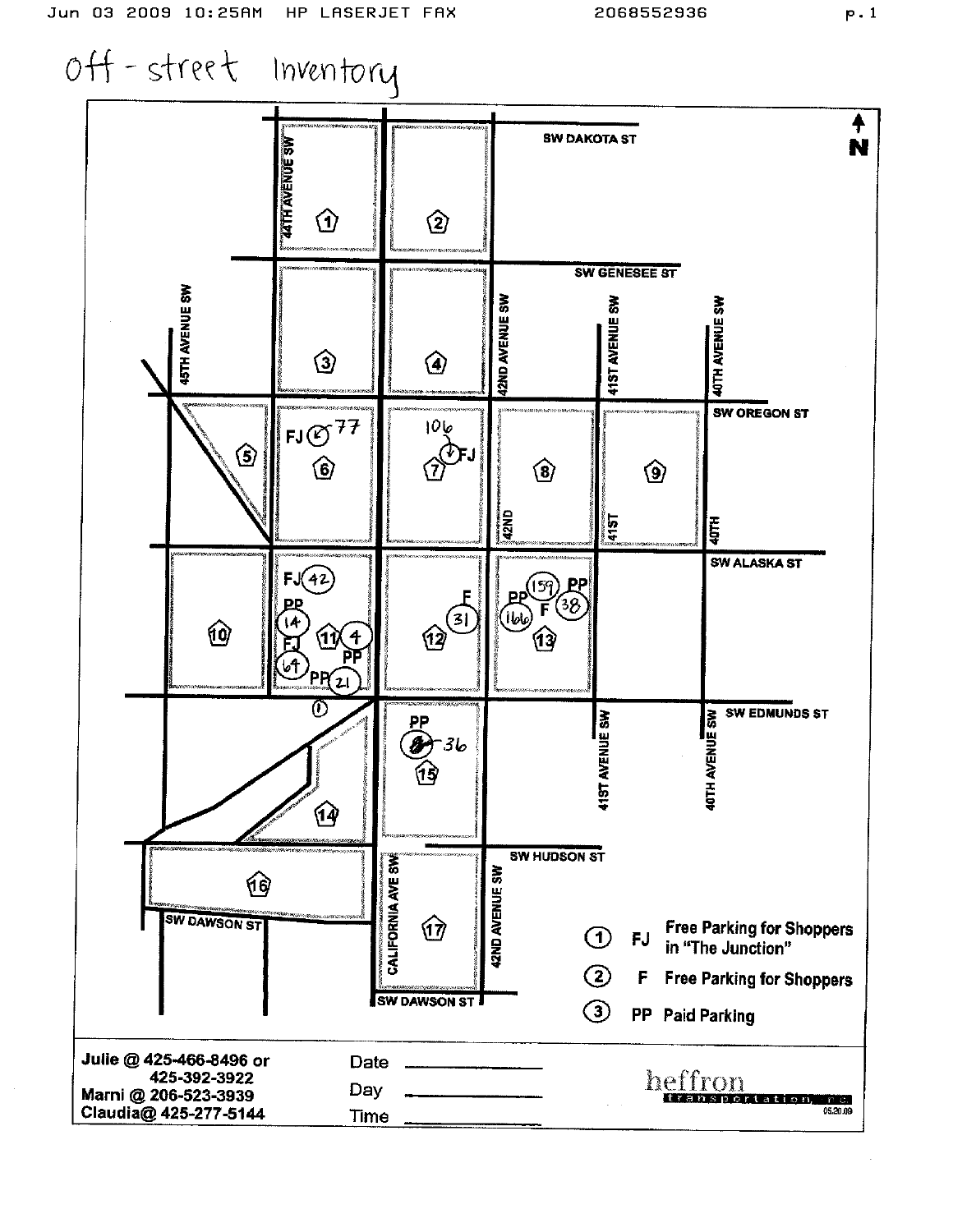# Off-street Inventory

SW DAKOTA ST

SW GENESEE ST

SW OREGON ST

SW ALASKA ST

SW EDMUNDS ST

SW HUDSON ST

SW DAWSON ST

44TH AVENUE SW

45TH AVENUE SW

42ND AVENUE SW

41ST AVENUE SW

40TH AVENUE SW

CALIFORNIA AVE SW

N

1, 2, 3, 4, 5, 6, 7, 8, 9, 10, 11, 12, 13, 14, 15, 16, 17

FJ 77

106 FJ

FJ 42

PP 14

FJ 64

4

PP

PP 21

1

F 31

PP 166

159

F

PP 38

PP 36

| | | |
|---|---|---|
| 1 | FJ | Free Parking for Shoppers in "The Junction" |
| 2 | F | Free Parking for Shoppers |
| 3 | PP | Paid Parking |

Julie @ 425-466-8496 or 425-392-3922

Marni @ 206-523-3939

Claudia@ 425-277-5144

Date ________

Day ________

Time ________

heffron transportation, inc.

05.20.09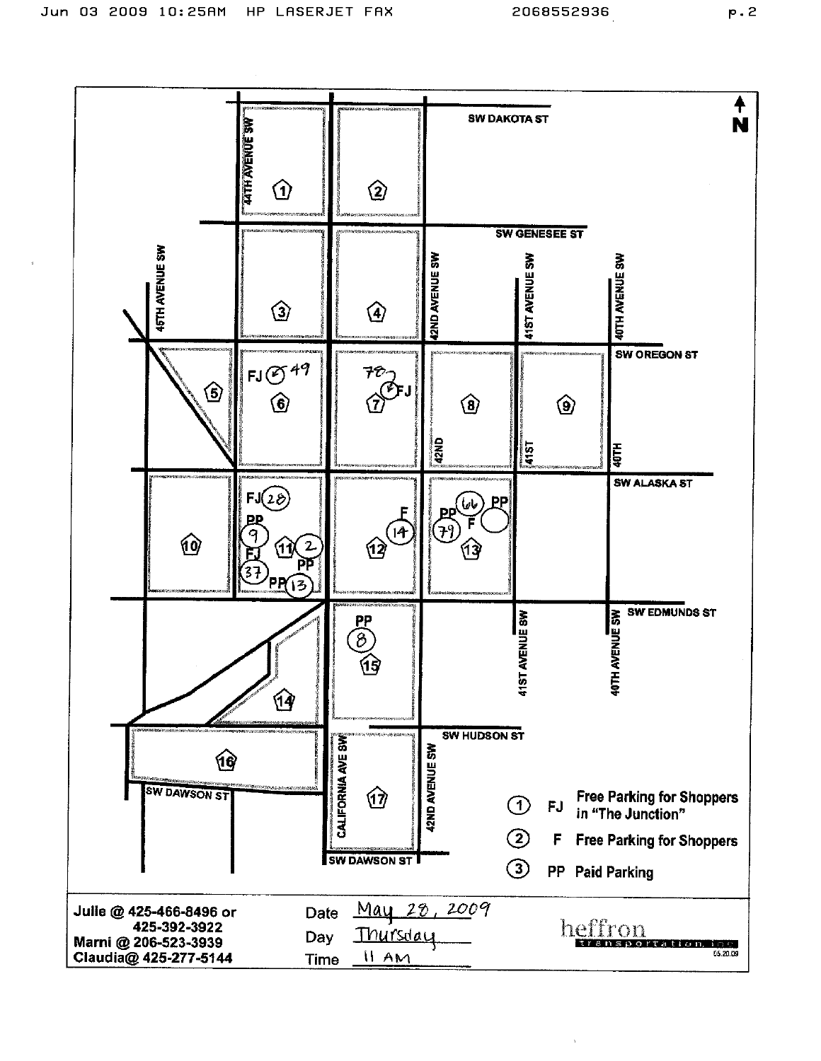SW DAKOTA ST

44TH AVENUE SW

SW GENESEE ST

45TH AVENUE SW

42ND AVENUE SW

41ST AVENUE SW

40TH AVENUE SW

SW OREGON ST

SW ALASKA ST

SW EDMUNDS ST

SW HUDSON ST

CALIFORNIA AVE SW

SW DAWSON ST

N

FJ 49

78 FJ

FJ 28

PP 9

FJ 37

11 2

PP 13

F 14

PP 79

66 PP

F

PP 8

| | | |
|---|---|---|
| 1 | FJ | Free Parking for Shoppers in "The Junction" |
| 2 | F | Free Parking for Shoppers |
| 3 | PP | Paid Parking |

Julie @ 425-466-8496 or 425-392-3922
Marni @ 206-523-3939
Claudia@ 425-277-5144

Date May 28, 2009
Day Thursday
Time 11 AM

heffron transportation inc.
05.20.09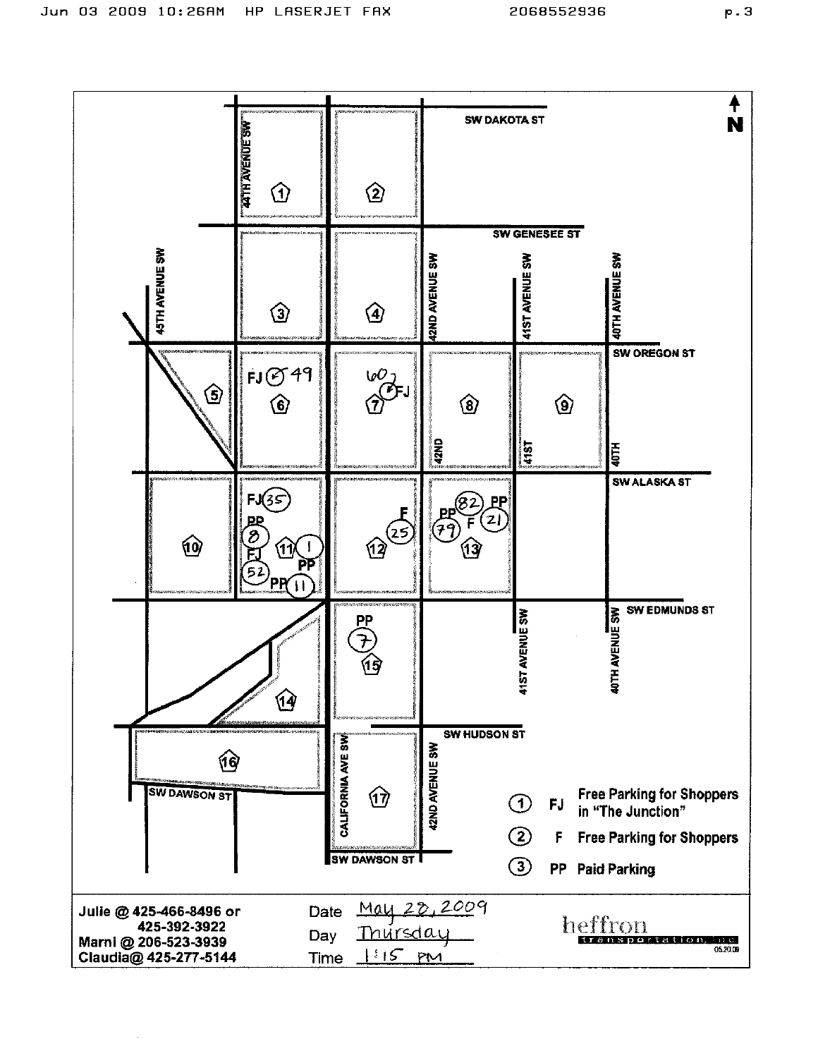N

SW DAKOTA ST

SW GENESEE ST

SW OREGON ST

SW ALASKA ST

SW EDMUNDS ST

SW HUDSON ST

SW DAWSON ST

44TH AVENUE SW

45TH AVENUE SW

42ND AVENUE SW

41ST AVENUE SW

40TH AVENUE SW

CALIFORNIA AVE SW

| Block | Parking |
|---|---|
| 6 | FJ 49 |
| 7 | FJ 60 |
| 11 | FJ 35, PP 8, FJ 52, 1, PP 11 |
| 12 | F 25 |
| 13 | PP 82, PP 21, PP 79, F |
| 15 | PP 7 |

① FJ Free Parking for Shoppers in "The Junction"

② F Free Parking for Shoppers

③ PP Paid Parking

Julie @ 425-466-8496 or 425-392-3922
Marni @ 206-523-3939
Claudia@ 425-277-5144

Date May 28, 2009
Day Thursday
Time 1:15 PM

heffron transportation, inc
05.20.09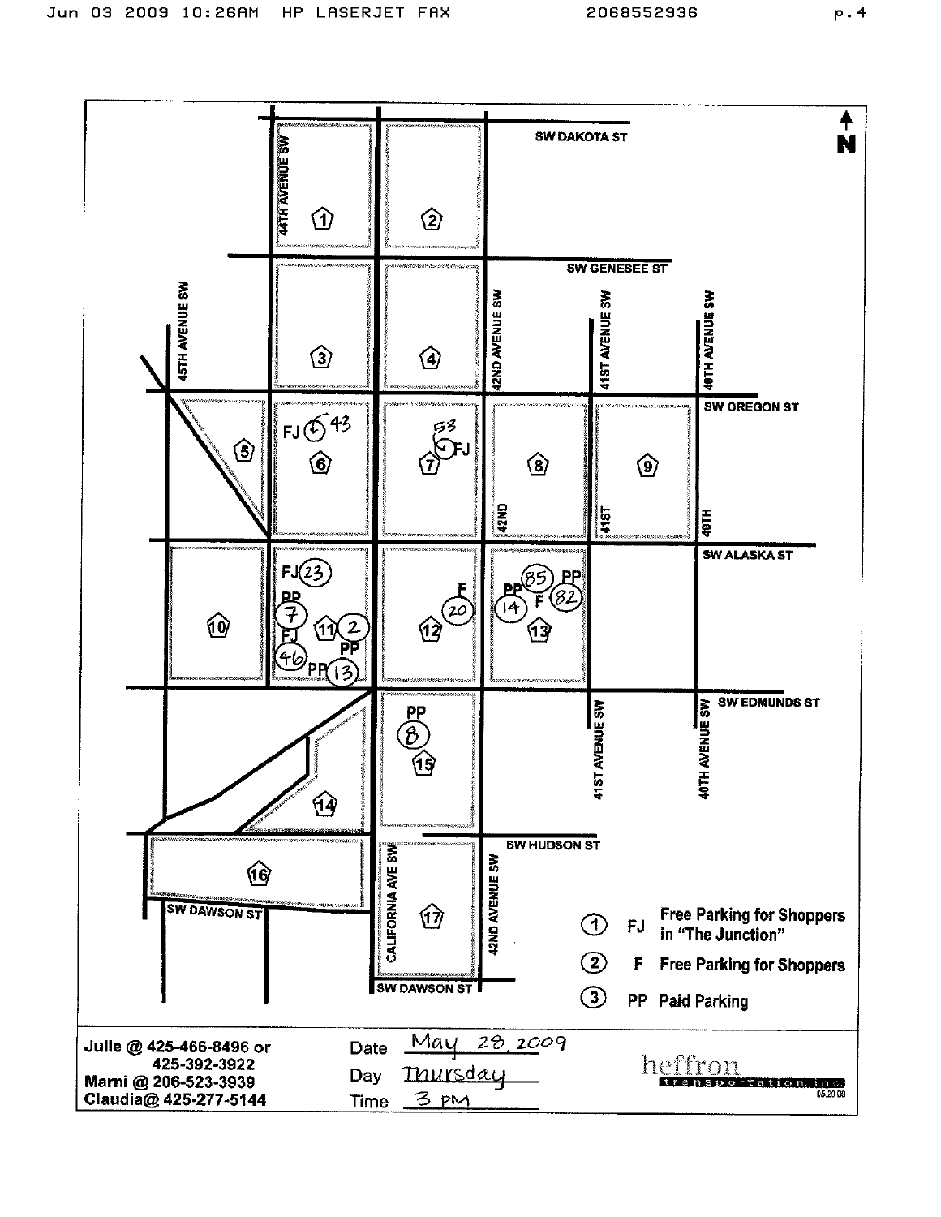Jun 03 2009 10:26AM HP LASERJET FAX 2068552936

SW DAKOTA ST

SW GENESEE ST

44TH AVENUE SW

45TH AVENUE SW

42ND AVENUE SW

41ST AVENUE SW

40TH AVENUE SW

SW OREGON ST

SW ALASKA ST

SW EDMUNDS ST

SW HUDSON ST

CALIFORNIA AVE SW

SW DAWSON ST

N

| | | |
|---|---|---|
| ① | FJ | Free Parking for Shoppers in "The Junction" |
| ② | F | Free Parking for Shoppers |
| ③ | PP | Paid Parking |

Julie @ 425-466-8496 or 425-392-3922
Marni @ 206-523-3939
Claudia@ 425-277-5144

Date May 28, 2009
Day Thursday
Time 3 PM

heffron transportation inc. 05.20.09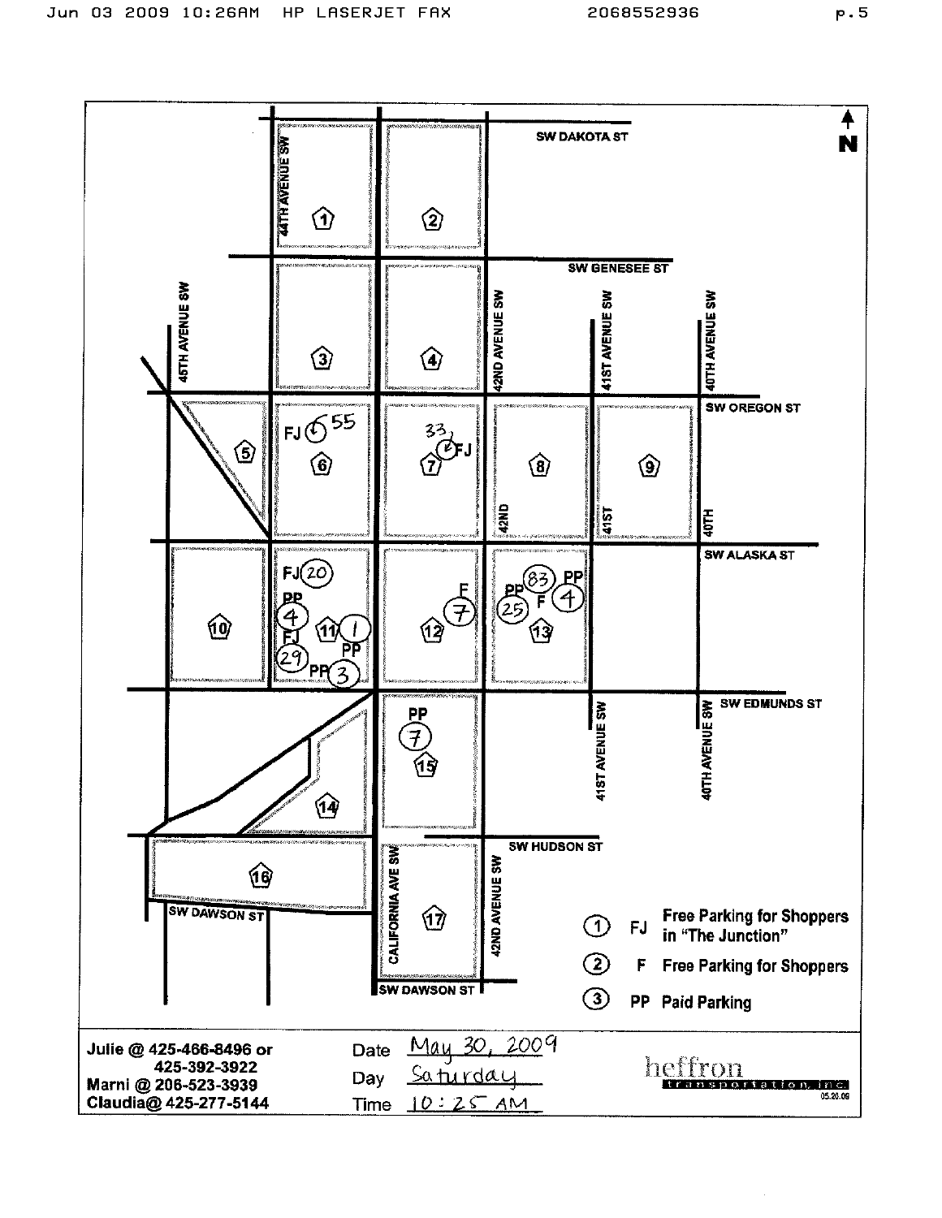SW DAKOTA ST

44TH AVENUE SW

SW GENESEE ST

45TH AVENUE SW

42ND AVENUE SW

41ST AVENUE SW

40TH AVENUE SW

SW OREGON ST

SW ALASKA ST

SW EDMUNDS ST

SW HUDSON ST

SW DAWSON ST

CALIFORNIA AVE SW

Block 1

Block 2

Block 3

Block 4

Block 5

Block 6: FJ 55

Block 7: 33 FJ

Block 8

Block 9

Block 10

Block 11: FJ 20, PP 4, FJ 29, PP 1, PP 3

Block 12: F 7

Block 13: PP 25, PP 83, F, PP 4

Block 14

Block 15: PP 7

Block 16

Block 17

① FJ Free Parking for Shoppers in "The Junction"

② F Free Parking for Shoppers

③ PP Paid Parking

Julie @ 425-466-8496 or 425-392-3922

Marni @ 206-523-3939

Claudia@ 425-277-5144

Date May 30, 2009

Day Saturday

Time 10:25 AM

heffron transportation, inc. 05.20.09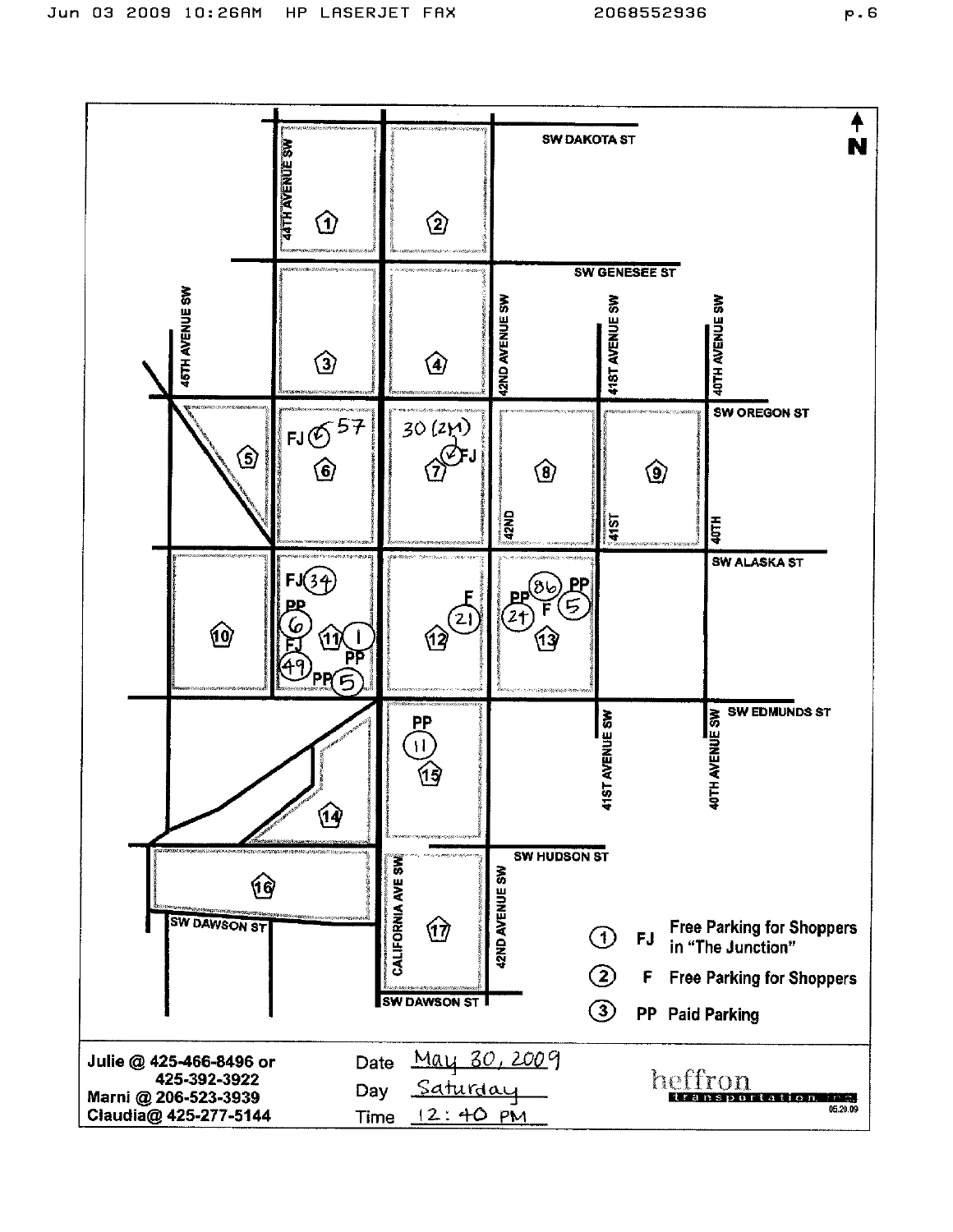SW DAKOTA ST

SW GENESEE ST

SW OREGON ST

SW ALASKA ST

SW EDMUNDS ST

SW HUDSON ST

SW DAWSON ST

44TH AVENUE SW

45TH AVENUE SW

42ND AVENUE SW

41ST AVENUE SW

40TH AVENUE SW

CALIFORNIA AVE SW

N

FJ 6 57

30 (2H) FJ

FJ 34

PP 6

FJ 49

11 1

PP

PP 5

F 21

PP 24

F

86

PP 5

PP 11

| Symbol | Code | Description |
|---|---|---|
| 1 | FJ | Free Parking for Shoppers in "The Junction" |
| 2 | F | Free Parking for Shoppers |
| 3 | PP | Paid Parking |

Julie @ 425-466-8496 or 425-392-3922
Marni @ 206-523-3939
Claudia@ 425-277-5144

Date May 30, 2009
Day Saturday
Time 12:40 PM

heffron transportation inc.
05.20.09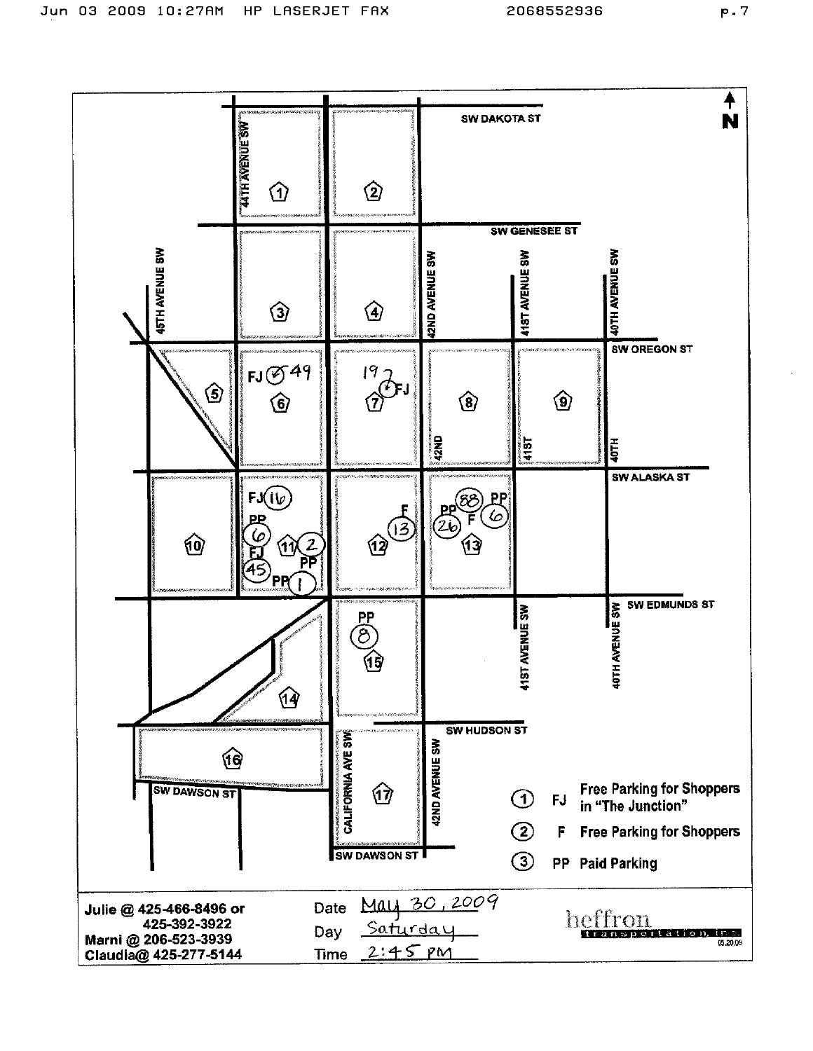SW DAKOTA ST

SW GENESEE ST

SW OREGON ST

SW ALASKA ST

SW EDMUNDS ST

SW HUDSON ST

SW DAWSON ST

44TH AVENUE SW

45TH AVENUE SW

42ND AVENUE SW

41ST AVENUE SW

40TH AVENUE SW

CALIFORNIA AVE SW

N

1 2 3 4 5 6 7 8 9 10 11 12 13 14 15 16 17

FJ 49

19 FJ

FJ 16

PP 6

FJ 45

2

PP 1

F 13

PP 26

88

F

PP 6

PP 8

| Symbol | Code | Description |
|---|---|---|
| ① | FJ | Free Parking for Shoppers in "The Junction" |
| ② | F | Free Parking for Shoppers |
| ③ | PP | Paid Parking |

Julie @ 425-466-8496 or 425-392-3922
Marni @ 206-523-3939
Claudia@ 425-277-5144

Date May 30, 2009
Day Saturday
Time 2:45 PM

heffron transportation, inc.
05.20.09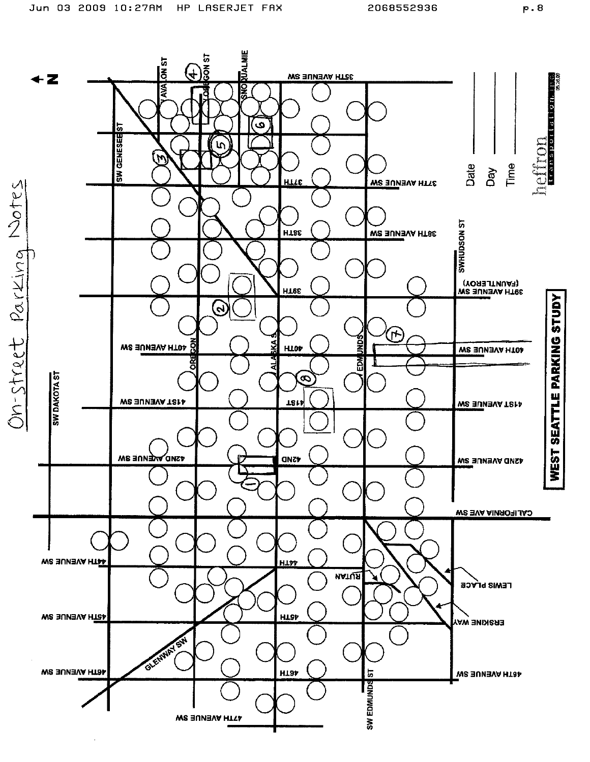# On-Street Parking Notes

## WEST SEATTLE PARKING STUDY

Date ________

Day ________

Time ________

heffron transportation, inc.

SW GENESEE ST

AVALON ST

OREGON ST

SNOQUALMIE

35TH AVENUE SW

37TH AVENUE SW

37TH

38TH AVENUE SW

38TH

39TH AVENUE SW (FAUNTLEROY)

39TH

SW HUDSON ST

40TH AVENUE SW

40TH

OREGON

ALASKA S

EDMUNDS

41ST AVENUE SW

41ST

SW DAKOTA ST

42ND AVENUE SW

42ND

CALIFORNIA AVE SW

44TH AVENUE SW

44TH

RUTAN

LEWIS PLACE

ERSKINE WAY

45TH AVENUE SW

45TH

GLENWAY SW

46TH AVENUE SW

46TH

SW EDMUNDS ST

47TH AVENUE SW

1

2

3

4

5

6

7

8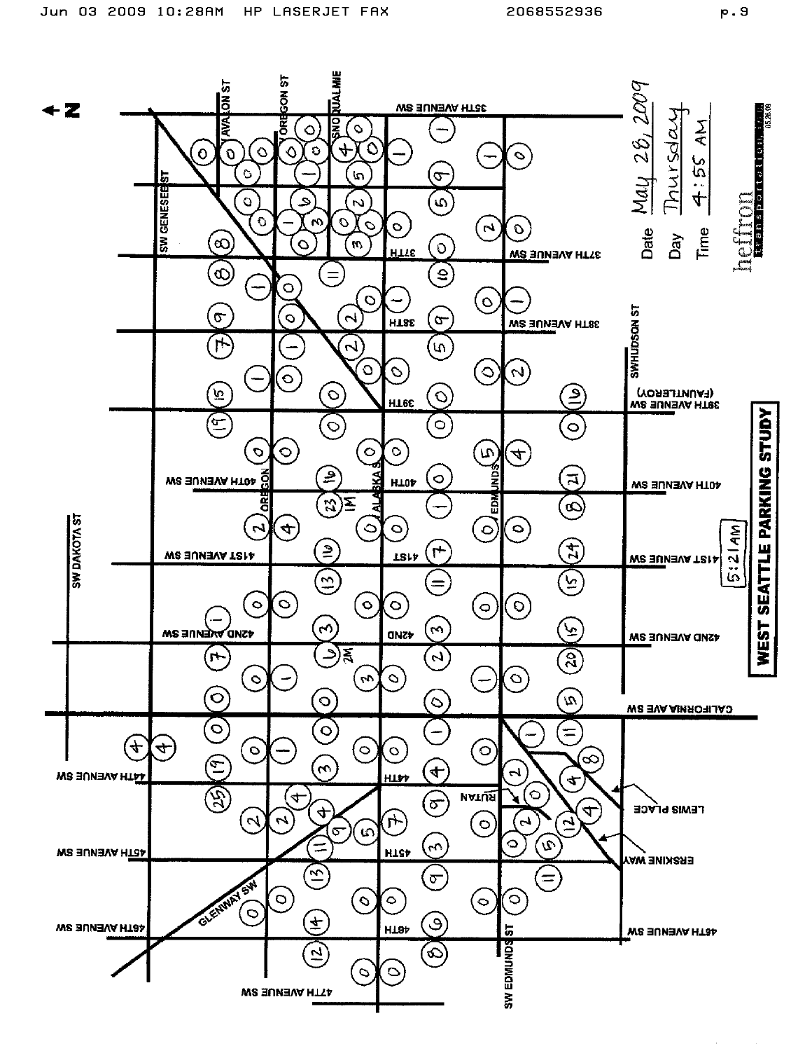# WEST SEATTLE PARKING STUDY

Date: May 28, 2009

Day: Thursday

Time: 4:55 AM

5:21 AM

heffron transportation, inc.

Street labels: SW GENESEE ST, AVALON ST, OREGON ST, SNOQUALMIE, 35TH AVENUE SW, 37TH AVENUE SW, 38TH AVENUE SW, 39TH AVENUE SW (FAUNTLEROY), 40TH AVENUE SW, 41ST AVENUE SW, 42ND AVENUE SW, CALIFORNIA AVE SW, 44TH AVENUE SW, 45TH AVENUE SW, 46TH AVENUE SW, 47TH AVENUE SW, SW DAKOTA ST, OREGON, ALASKA S, EDMUNDS, SW EDMUNDS ST, SW HUDSON ST, GLENWAY SW, RUTAN, LEWIS PLACE, ERSKINE WAY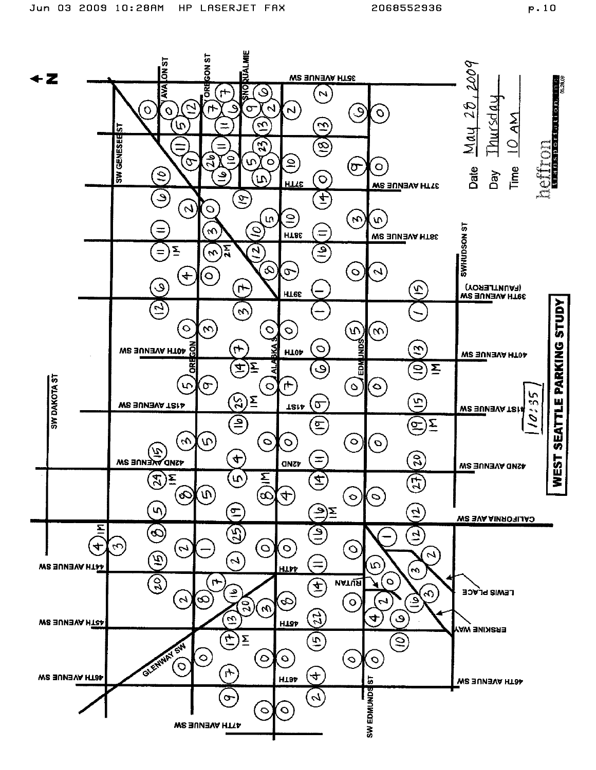# WEST SEATTLE PARKING STUDY

Date: May 28, 2009

Day: Thursday

Time: 10 AM

10:35

heffron transportation inc.

Streets: SW Genesee St, Avalon St, Oregon St, Snoqualmie, SW Dakota St, SW Edmunds St, SW Hudson St, Alaska St, Edmunds, Rutan, Lewis Place, Erskine Way, Glenway SW, 35th Avenue SW, 37th Avenue SW, 38th Avenue SW, 39th Avenue SW (Fauntleroy), 40th Avenue SW, 41st Avenue SW, 42nd Avenue SW, California Ave SW, 44th Avenue SW, 45th Avenue SW, 46th Avenue SW, 47th Avenue SW

N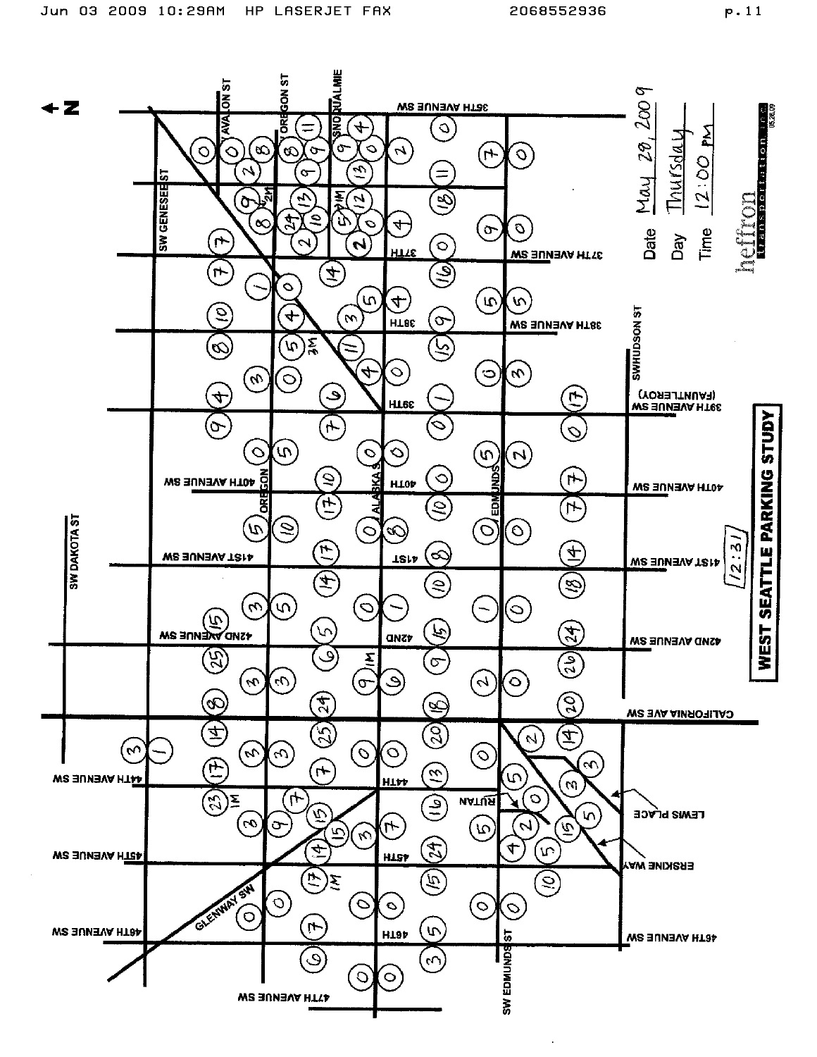# WEST SEATTLE PARKING STUDY

Date: May 29, 2009

Day: Thursday

Time: 12:00 PM

12:31

heffron transportation inc

SW GENESEE ST · AVALON ST · OREGON ST · SNOQUALMIE · 35TH AVENUE SW · 37TH AVENUE SW · 37TH · 38TH AVENUE SW · 38TH · SW HUDSON ST · 39TH AVENUE SW (FAUNTLEROY) · 39TH · 40TH AVENUE SW · 40TH · OREGON · ALASKA · EDMUNDS · 41ST AVENUE SW · 41ST · 42ND AVENUE SW · 42ND · SW DAKOTA ST · CALIFORNIA AVE SW · 44TH AVENUE SW · 44TH · RUTAN · LEWIS PLACE · ERSKINE WAY · 45TH AVENUE SW · 45TH · GLENWAY SW · 46TH AVENUE SW · 46TH · SW EDMUNDS ST · 47TH AVENUE SW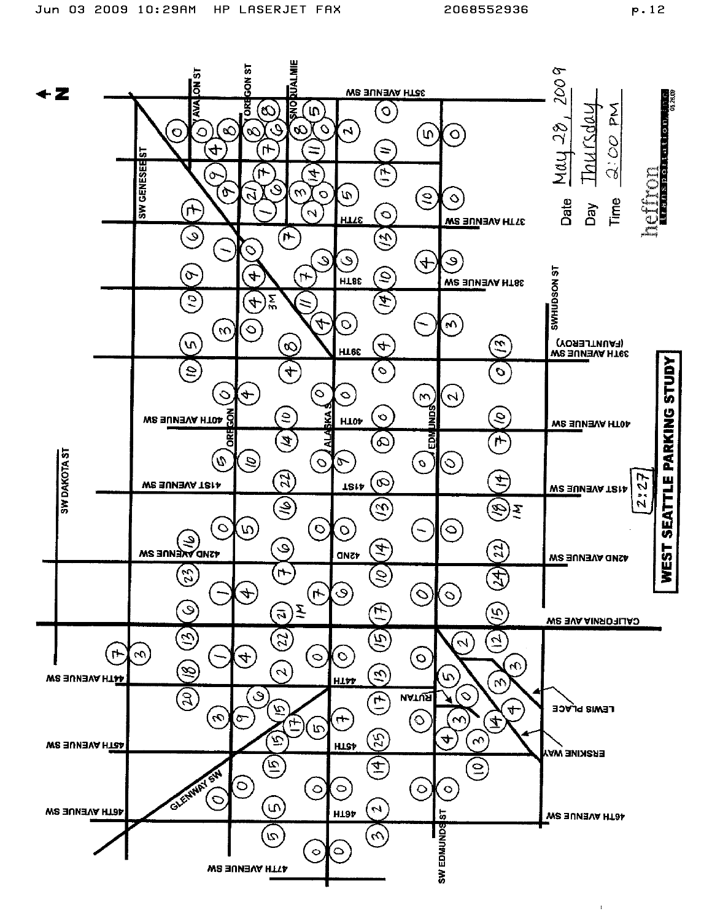# WEST SEATTLE PARKING STUDY

Date: May 28, 2009

Day: Thursday

Time: 2:00 PM

2:27

heffron transportation inc. 05.28.09

SW GENESEE ST, AVALON ST, OREGON ST, SNOQUALMIE, 35TH AVENUE SW, 37TH AVENUE SW, 38TH AVENUE SW, 39TH AVENUE SW (FAUNTLEROY), SW HUDSON ST, 40TH AVENUE SW, OREGON, ALASKA, EDMUNDS, 41ST AVENUE SW, 42ND AVENUE SW, CALIFORNIA AVE SW, SW DAKOTA ST, 44TH AVENUE SW, 45TH AVENUE SW, 46TH AVENUE SW, 47TH AVENUE SW, GLENWAY SW, RUTAN, LEWIS PLACE, ERSKINE WAY, SW EDMUNDS ST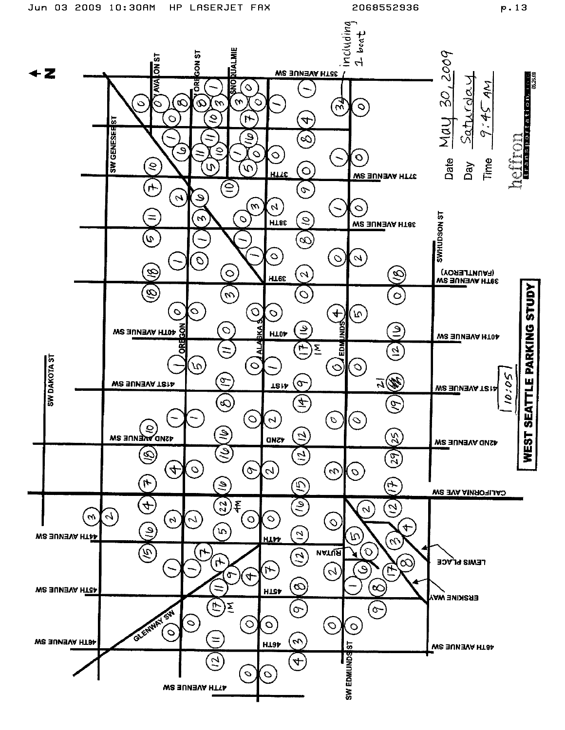# WEST SEATTLE PARKING STUDY

Date: May 30, 2009

Day: Saturday

Time: 9:45 AM

10:05

including 1 boat

heffron transportation inc.

Street labels: 35TH AVENUE SW, 37TH AVENUE SW, 38TH AVENUE SW, 39TH AVENUE SW (FAUNTLEROY), 40TH AVENUE SW, 41ST AVENUE SW, 42ND AVENUE SW, CALIFORNIA AVE SW, 44TH AVENUE SW, 45TH AVENUE SW, 46TH AVENUE SW, 47TH AVENUE SW, SW GENESEE ST, AVALON ST, OREGON ST, SNOQUALMIE, ALASKA ST, EDMUNDS, SW EDMUNDS ST, SW HUDSON ST, SW DAKOTA ST, GLENWAY SW, RUTAN, LEWIS PLACE, ERSKINE WAY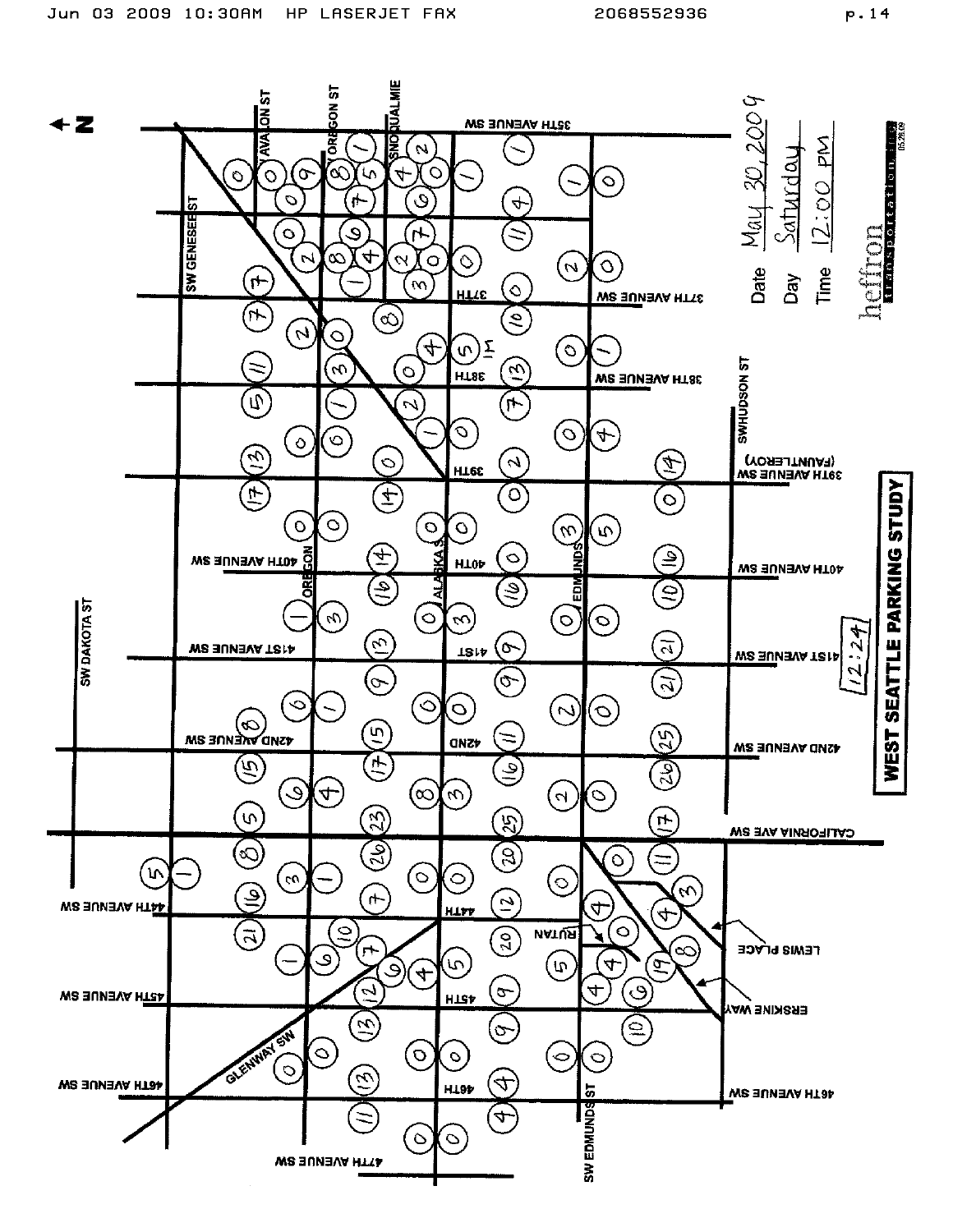# WEST SEATTLE PARKING STUDY

Date: May 30, 2009

Day: Saturday

Time: 12:00 PM

12:24

heffron transportation inc.

Streets: SW Genesee St, Avalon St, Oregon St, Snoqualmie, SW Alaska St, SW Edmunds St, SW Hudson St, SW Dakota St, 35th Avenue SW, 37th Avenue SW, 38th Avenue SW, 39th Avenue SW (Fauntleroy), 40th Avenue SW, 41st Avenue SW, 42nd Avenue SW, California Ave SW, 44th Avenue SW, 45th Avenue SW, 46th Avenue SW, 47th Avenue SW, Glenway SW, Rutan, Lewis Place, Erskine Way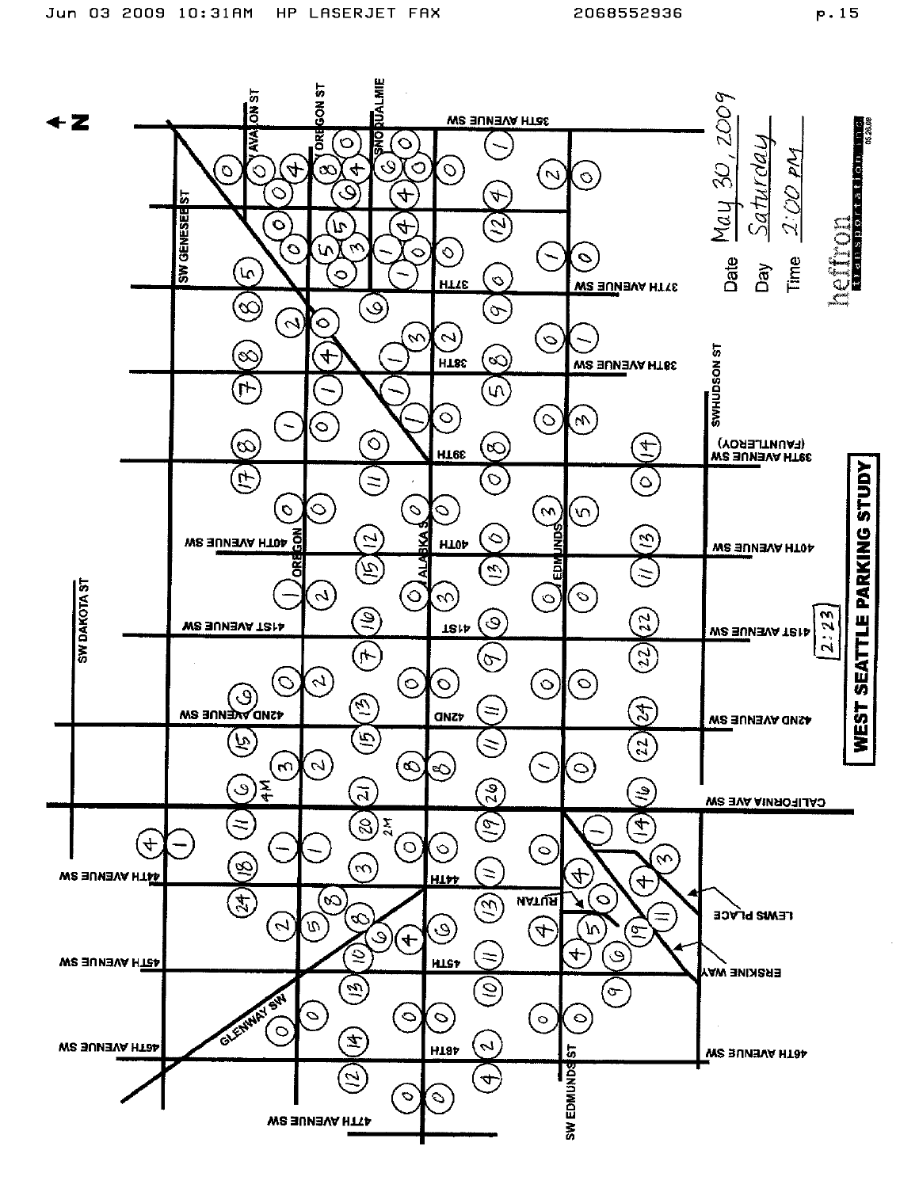# WEST SEATTLE PARKING STUDY

Date May 30, 2009

Day Saturday

Time 2:00 PM

heffron transportation inc.

2:23

N

35TH AVENUE SW
37TH AVENUE SW
38TH AVENUE SW
39TH AVENUE SW (FAUNTLEROY)
40TH AVENUE SW
41ST AVENUE SW
42ND AVENUE SW
CALIFORNIA AVE SW
44TH AVENUE SW
45TH AVENUE SW
46TH AVENUE SW
47TH AVENUE SW

SW GENESEE ST
AVALON ST
OREGON ST
SNOQUALMIE
ALASKA ST
EDMUNDS
SW EDMUNDS ST
SW HUDSON ST
SW DAKOTA ST
GLENWAY SW
RUTAN
LEWIS PLACE
ERSKINE WAY

37TH
38TH
39TH
40TH
41ST
42ND
44TH
45TH
48TH

4M
2M